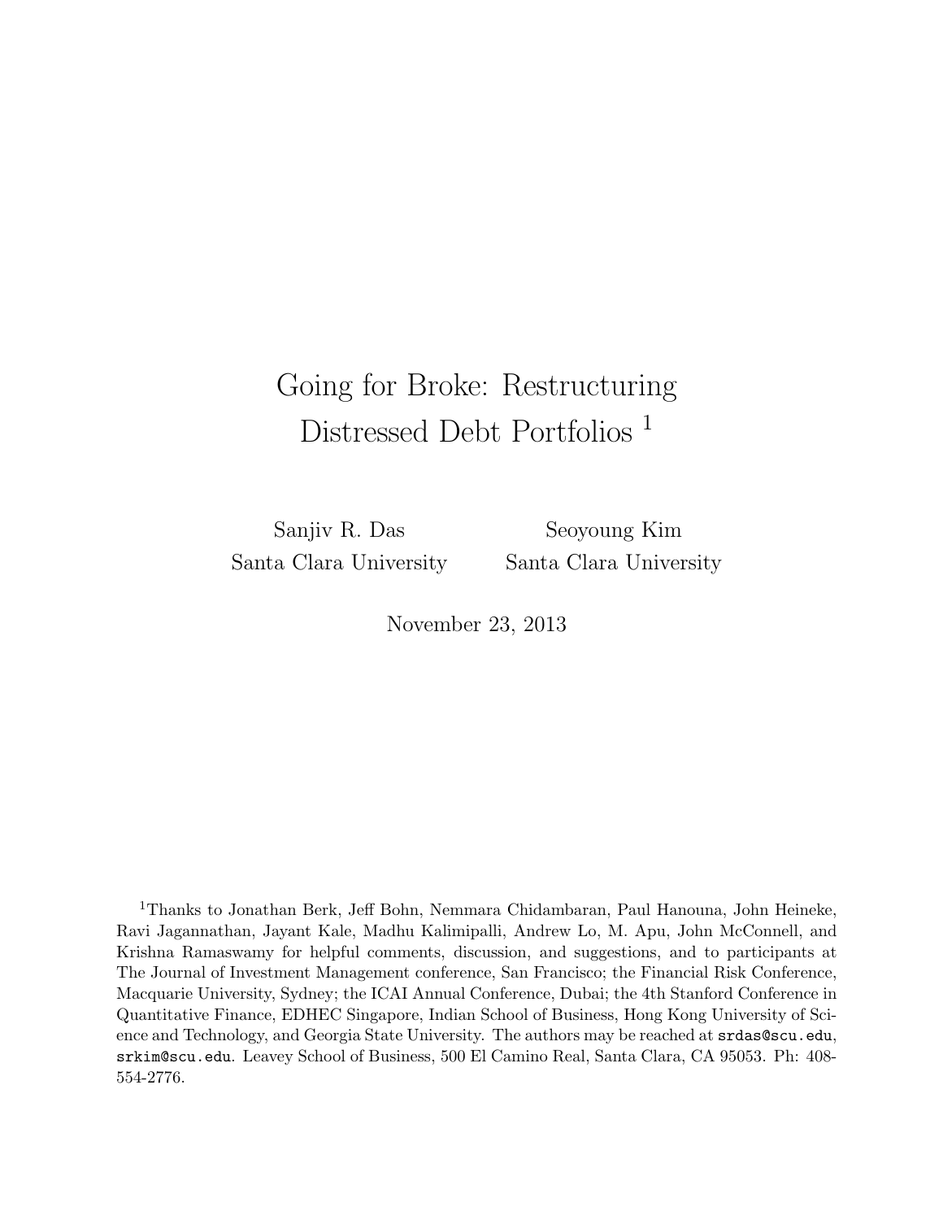# Going for Broke: Restructuring Distressed Debt Portfolios [1]

Sanjiv R. Das
Santa Clara University

Seoyoung Kim
Santa Clara University

November 23, 2013

[1] Thanks to Jonathan Berk, Jeff Bohn, Nemmara Chidambaran, Paul Hanouna, John Heineke, Ravi Jagannathan, Jayant Kale, Madhu Kalimipalli, Andrew Lo, M. Apu, John McConnell, and Krishna Ramaswamy for helpful comments, discussion, and suggestions, and to participants at The Journal of Investment Management conference, San Francisco; the Financial Risk Conference, Macquarie University, Sydney; the ICAI Annual Conference, Dubai; the 4th Stanford Conference in Quantitative Finance, EDHEC Singapore, Indian School of Business, Hong Kong University of Science and Technology, and Georgia State University. The authors may be reached at srdas@scu.edu, srkim@scu.edu. Leavey School of Business, 500 El Camino Real, Santa Clara, CA 95053. Ph: 408-554-2776.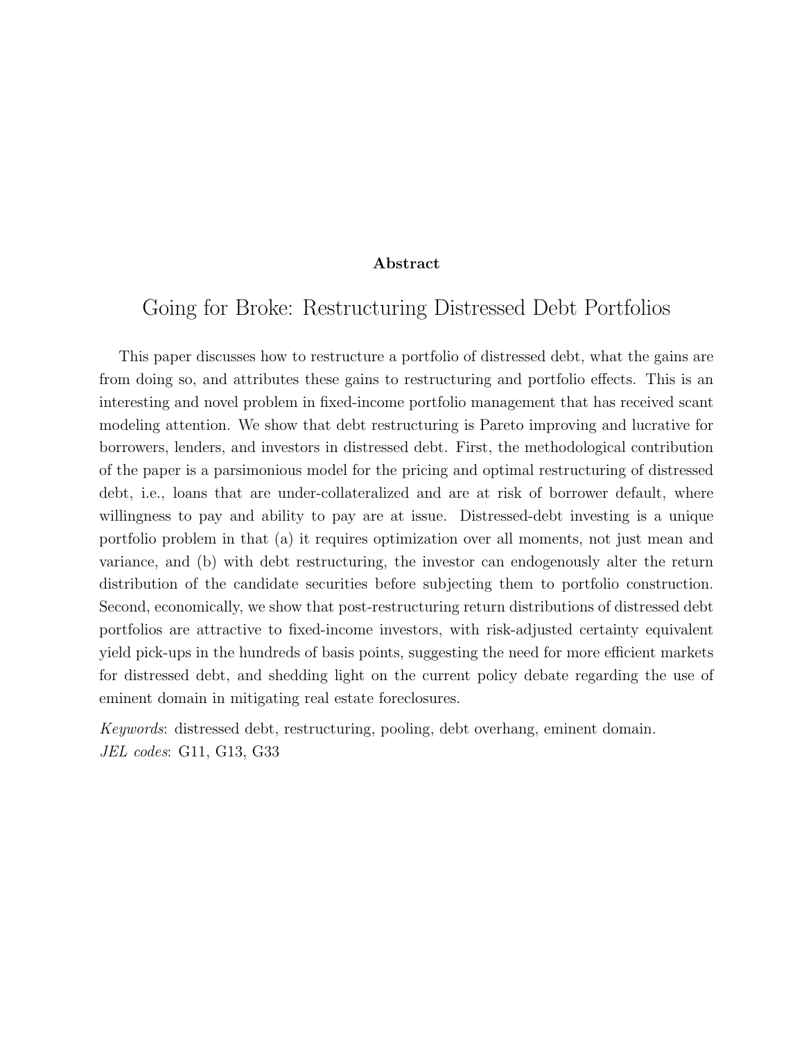**Abstract**

# Going for Broke: Restructuring Distressed Debt Portfolios

This paper discusses how to restructure a portfolio of distressed debt, what the gains are from doing so, and attributes these gains to restructuring and portfolio effects. This is an interesting and novel problem in fixed-income portfolio management that has received scant modeling attention. We show that debt restructuring is Pareto improving and lucrative for borrowers, lenders, and investors in distressed debt. First, the methodological contribution of the paper is a parsimonious model for the pricing and optimal restructuring of distressed debt, i.e., loans that are under-collateralized and are at risk of borrower default, where willingness to pay and ability to pay are at issue. Distressed-debt investing is a unique portfolio problem in that (a) it requires optimization over all moments, not just mean and variance, and (b) with debt restructuring, the investor can endogenously alter the return distribution of the candidate securities before subjecting them to portfolio construction. Second, economically, we show that post-restructuring return distributions of distressed debt portfolios are attractive to fixed-income investors, with risk-adjusted certainty equivalent yield pick-ups in the hundreds of basis points, suggesting the need for more efficient markets for distressed debt, and shedding light on the current policy debate regarding the use of eminent domain in mitigating real estate foreclosures.

*Keywords*: distressed debt, restructuring, pooling, debt overhang, eminent domain.
*JEL codes*: G11, G13, G33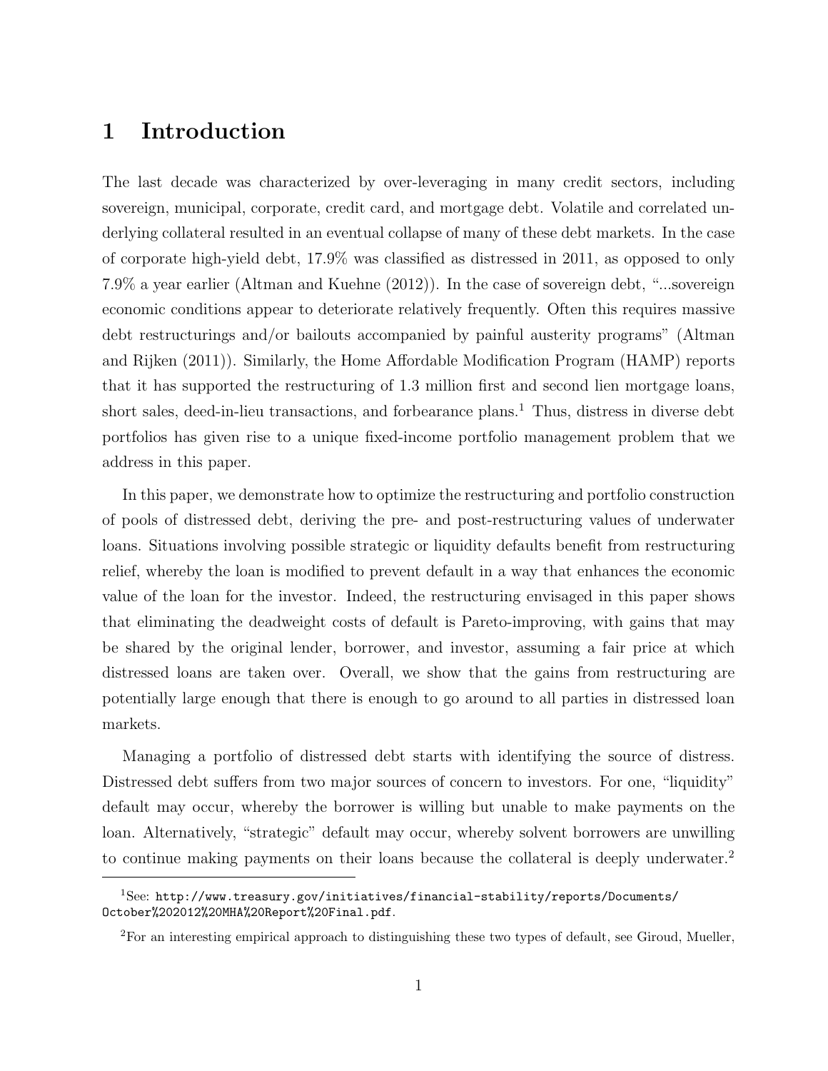# 1 Introduction

The last decade was characterized by over-leveraging in many credit sectors, including sovereign, municipal, corporate, credit card, and mortgage debt. Volatile and correlated underlying collateral resulted in an eventual collapse of many of these debt markets. In the case of corporate high-yield debt, 17.9% was classified as distressed in 2011, as opposed to only 7.9% a year earlier (Altman and Kuehne (2012)). In the case of sovereign debt, "...sovereign economic conditions appear to deteriorate relatively frequently. Often this requires massive debt restructurings and/or bailouts accompanied by painful austerity programs" (Altman and Rijken (2011)). Similarly, the Home Affordable Modification Program (HAMP) reports that it has supported the restructuring of 1.3 million first and second lien mortgage loans, short sales, deed-in-lieu transactions, and forbearance plans.[1] Thus, distress in diverse debt portfolios has given rise to a unique fixed-income portfolio management problem that we address in this paper.

In this paper, we demonstrate how to optimize the restructuring and portfolio construction of pools of distressed debt, deriving the pre- and post-restructuring values of underwater loans. Situations involving possible strategic or liquidity defaults benefit from restructuring relief, whereby the loan is modified to prevent default in a way that enhances the economic value of the loan for the investor. Indeed, the restructuring envisaged in this paper shows that eliminating the deadweight costs of default is Pareto-improving, with gains that may be shared by the original lender, borrower, and investor, assuming a fair price at which distressed loans are taken over. Overall, we show that the gains from restructuring are potentially large enough that there is enough to go around to all parties in distressed loan markets.

Managing a portfolio of distressed debt starts with identifying the source of distress. Distressed debt suffers from two major sources of concern to investors. For one, "liquidity" default may occur, whereby the borrower is willing but unable to make payments on the loan. Alternatively, "strategic" default may occur, whereby solvent borrowers are unwilling to continue making payments on their loans because the collateral is deeply underwater.[2]

---

[1] See: `http://www.treasury.gov/initiatives/financial-stability/reports/Documents/October%202012%20MHA%20Report%20Final.pdf`.

[2] For an interesting empirical approach to distinguishing these two types of default, see Giroud, Mueller,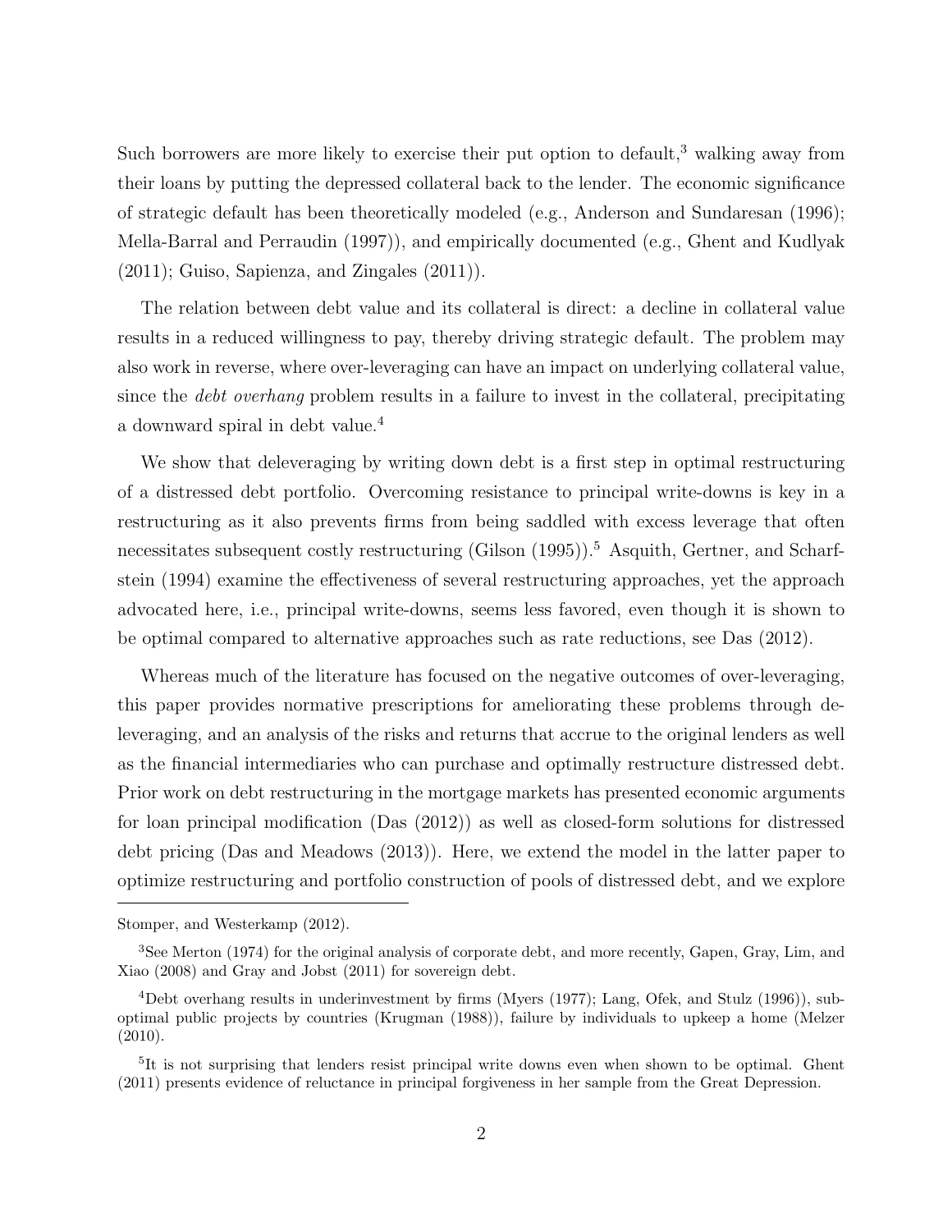Such borrowers are more likely to exercise their put option to default,[3] walking away from their loans by putting the depressed collateral back to the lender. The economic significance of strategic default has been theoretically modeled (e.g., Anderson and Sundaresan (1996); Mella-Barral and Perraudin (1997)), and empirically documented (e.g., Ghent and Kudlyak (2011); Guiso, Sapienza, and Zingales (2011)).

The relation between debt value and its collateral is direct: a decline in collateral value results in a reduced willingness to pay, thereby driving strategic default. The problem may also work in reverse, where over-leveraging can have an impact on underlying collateral value, since the *debt overhang* problem results in a failure to invest in the collateral, precipitating a downward spiral in debt value.[4]

We show that deleveraging by writing down debt is a first step in optimal restructuring of a distressed debt portfolio. Overcoming resistance to principal write-downs is key in a restructuring as it also prevents firms from being saddled with excess leverage that often necessitates subsequent costly restructuring (Gilson (1995)).[5] Asquith, Gertner, and Scharfstein (1994) examine the effectiveness of several restructuring approaches, yet the approach advocated here, i.e., principal write-downs, seems less favored, even though it is shown to be optimal compared to alternative approaches such as rate reductions, see Das (2012).

Whereas much of the literature has focused on the negative outcomes of over-leveraging, this paper provides normative prescriptions for ameliorating these problems through deleveraging, and an analysis of the risks and returns that accrue to the original lenders as well as the financial intermediaries who can purchase and optimally restructure distressed debt. Prior work on debt restructuring in the mortgage markets has presented economic arguments for loan principal modification (Das (2012)) as well as closed-form solutions for distressed debt pricing (Das and Meadows (2013)). Here, we extend the model in the latter paper to optimize restructuring and portfolio construction of pools of distressed debt, and we explore

---

Stomper, and Westerkamp (2012).

[3] See Merton (1974) for the original analysis of corporate debt, and more recently, Gapen, Gray, Lim, and Xiao (2008) and Gray and Jobst (2011) for sovereign debt.

[4] Debt overhang results in underinvestment by firms (Myers (1977); Lang, Ofek, and Stulz (1996)), suboptimal public projects by countries (Krugman (1988)), failure by individuals to upkeep a home (Melzer (2010).

[5] It is not surprising that lenders resist principal write downs even when shown to be optimal. Ghent (2011) presents evidence of reluctance in principal forgiveness in her sample from the Great Depression.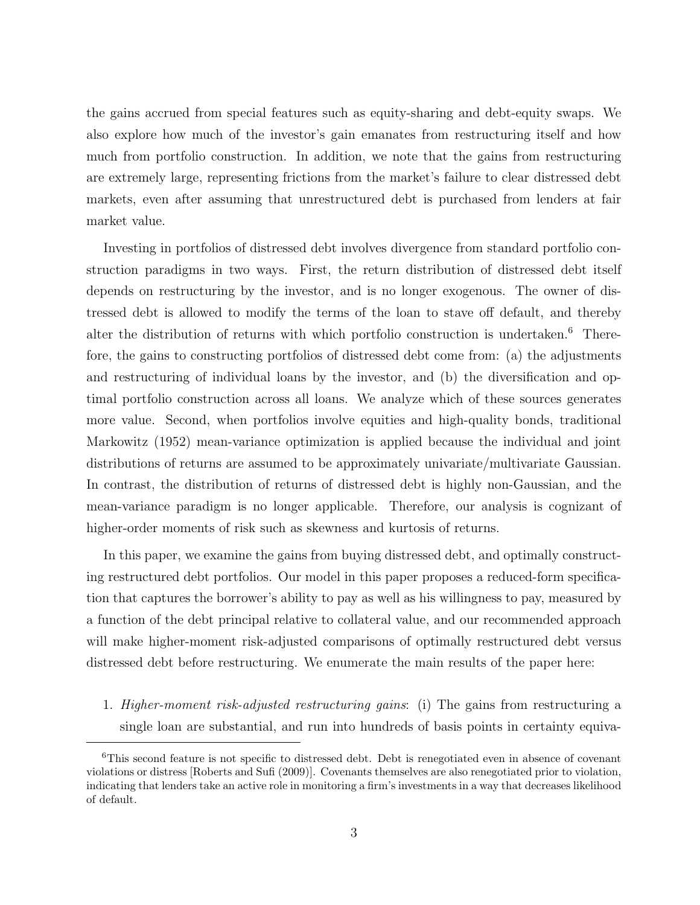the gains accrued from special features such as equity-sharing and debt-equity swaps. We also explore how much of the investor's gain emanates from restructuring itself and how much from portfolio construction. In addition, we note that the gains from restructuring are extremely large, representing frictions from the market's failure to clear distressed debt markets, even after assuming that unrestructured debt is purchased from lenders at fair market value.

Investing in portfolios of distressed debt involves divergence from standard portfolio construction paradigms in two ways. First, the return distribution of distressed debt itself depends on restructuring by the investor, and is no longer exogenous. The owner of distressed debt is allowed to modify the terms of the loan to stave off default, and thereby alter the distribution of returns with which portfolio construction is undertaken.[6] Therefore, the gains to constructing portfolios of distressed debt come from: (a) the adjustments and restructuring of individual loans by the investor, and (b) the diversification and optimal portfolio construction across all loans. We analyze which of these sources generates more value. Second, when portfolios involve equities and high-quality bonds, traditional Markowitz (1952) mean-variance optimization is applied because the individual and joint distributions of returns are assumed to be approximately univariate/multivariate Gaussian. In contrast, the distribution of returns of distressed debt is highly non-Gaussian, and the mean-variance paradigm is no longer applicable. Therefore, our analysis is cognizant of higher-order moments of risk such as skewness and kurtosis of returns.

In this paper, we examine the gains from buying distressed debt, and optimally constructing restructured debt portfolios. Our model in this paper proposes a reduced-form specification that captures the borrower's ability to pay as well as his willingness to pay, measured by a function of the debt principal relative to collateral value, and our recommended approach will make higher-moment risk-adjusted comparisons of optimally restructured debt versus distressed debt before restructuring. We enumerate the main results of the paper here:

1. *Higher-moment risk-adjusted restructuring gains*: (i) The gains from restructuring a single loan are substantial, and run into hundreds of basis points in certainty equiva-

[6] This second feature is not specific to distressed debt. Debt is renegotiated even in absence of covenant violations or distress [Roberts and Sufi (2009)]. Covenants themselves are also renegotiated prior to violation, indicating that lenders take an active role in monitoring a firm's investments in a way that decreases likelihood of default.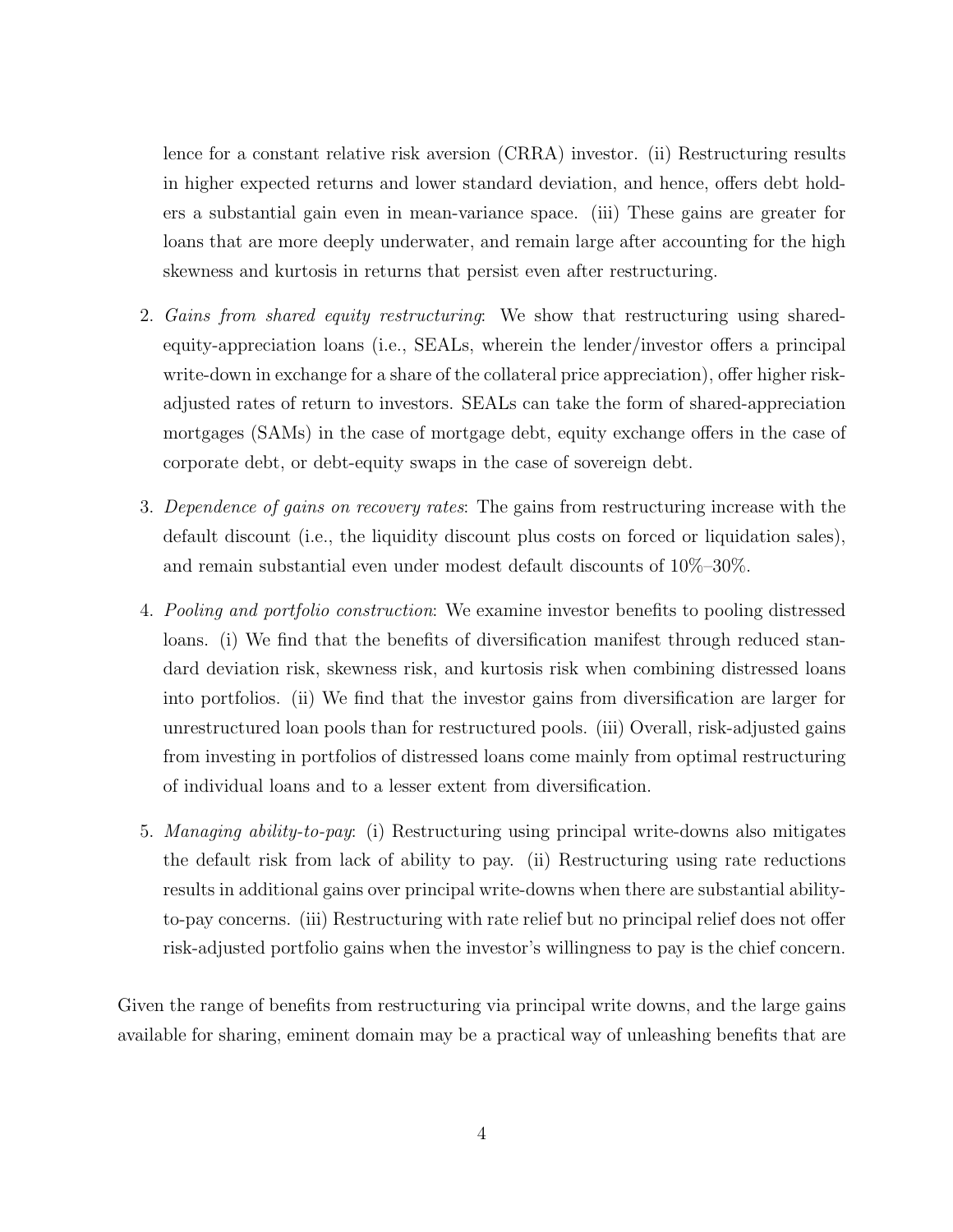lence for a constant relative risk aversion (CRRA) investor. (ii) Restructuring results in higher expected returns and lower standard deviation, and hence, offers debt holders a substantial gain even in mean-variance space. (iii) These gains are greater for loans that are more deeply underwater, and remain large after accounting for the high skewness and kurtosis in returns that persist even after restructuring.

2. *Gains from shared equity restructuring*: We show that restructuring using shared-equity-appreciation loans (i.e., SEALs, wherein the lender/investor offers a principal write-down in exchange for a share of the collateral price appreciation), offer higher risk-adjusted rates of return to investors. SEALs can take the form of shared-appreciation mortgages (SAMs) in the case of mortgage debt, equity exchange offers in the case of corporate debt, or debt-equity swaps in the case of sovereign debt.

3. *Dependence of gains on recovery rates*: The gains from restructuring increase with the default discount (i.e., the liquidity discount plus costs on forced or liquidation sales), and remain substantial even under modest default discounts of 10%–30%.

4. *Pooling and portfolio construction*: We examine investor benefits to pooling distressed loans. (i) We find that the benefits of diversification manifest through reduced standard deviation risk, skewness risk, and kurtosis risk when combining distressed loans into portfolios. (ii) We find that the investor gains from diversification are larger for unrestructured loan pools than for restructured pools. (iii) Overall, risk-adjusted gains from investing in portfolios of distressed loans come mainly from optimal restructuring of individual loans and to a lesser extent from diversification.

5. *Managing ability-to-pay*: (i) Restructuring using principal write-downs also mitigates the default risk from lack of ability to pay. (ii) Restructuring using rate reductions results in additional gains over principal write-downs when there are substantial ability-to-pay concerns. (iii) Restructuring with rate relief but no principal relief does not offer risk-adjusted portfolio gains when the investor's willingness to pay is the chief concern.

Given the range of benefits from restructuring via principal write downs, and the large gains available for sharing, eminent domain may be a practical way of unleashing benefits that are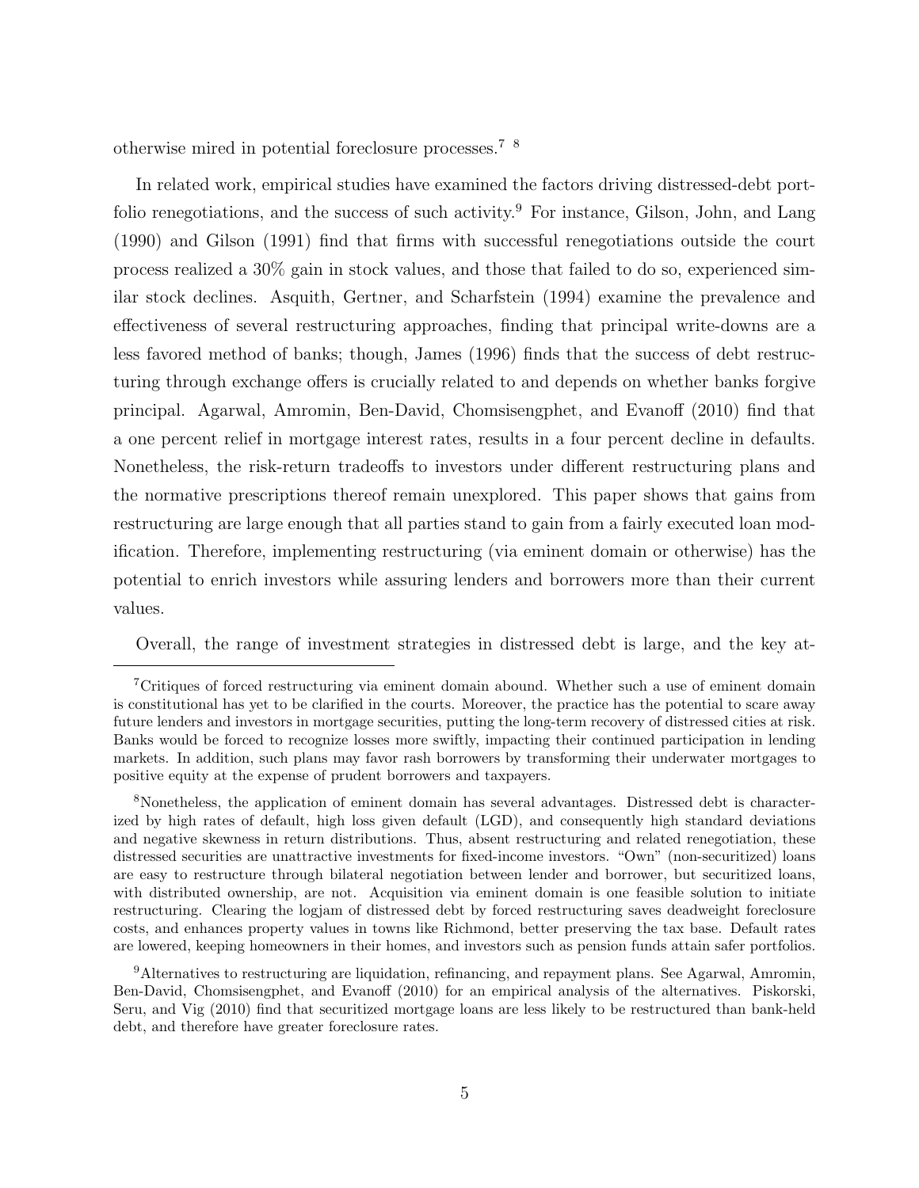otherwise mired in potential foreclosure processes.[7] [8]

In related work, empirical studies have examined the factors driving distressed-debt portfolio renegotiations, and the success of such activity.[9] For instance, Gilson, John, and Lang (1990) and Gilson (1991) find that firms with successful renegotiations outside the court process realized a 30% gain in stock values, and those that failed to do so, experienced similar stock declines. Asquith, Gertner, and Scharfstein (1994) examine the prevalence and effectiveness of several restructuring approaches, finding that principal write-downs are a less favored method of banks; though, James (1996) finds that the success of debt restructuring through exchange offers is crucially related to and depends on whether banks forgive principal. Agarwal, Amromin, Ben-David, Chomsisengphet, and Evanoff (2010) find that a one percent relief in mortgage interest rates, results in a four percent decline in defaults. Nonetheless, the risk-return tradeoffs to investors under different restructuring plans and the normative prescriptions thereof remain unexplored. This paper shows that gains from restructuring are large enough that all parties stand to gain from a fairly executed loan modification. Therefore, implementing restructuring (via eminent domain or otherwise) has the potential to enrich investors while assuring lenders and borrowers more than their current values.

Overall, the range of investment strategies in distressed debt is large, and the key at-

---

[7] Critiques of forced restructuring via eminent domain abound. Whether such a use of eminent domain is constitutional has yet to be clarified in the courts. Moreover, the practice has the potential to scare away future lenders and investors in mortgage securities, putting the long-term recovery of distressed cities at risk. Banks would be forced to recognize losses more swiftly, impacting their continued participation in lending markets. In addition, such plans may favor rash borrowers by transforming their underwater mortgages to positive equity at the expense of prudent borrowers and taxpayers.

[8] Nonetheless, the application of eminent domain has several advantages. Distressed debt is characterized by high rates of default, high loss given default (LGD), and consequently high standard deviations and negative skewness in return distributions. Thus, absent restructuring and related renegotiation, these distressed securities are unattractive investments for fixed-income investors. "Own" (non-securitized) loans are easy to restructure through bilateral negotiation between lender and borrower, but securitized loans, with distributed ownership, are not. Acquisition via eminent domain is one feasible solution to initiate restructuring. Clearing the logjam of distressed debt by forced restructuring saves deadweight foreclosure costs, and enhances property values in towns like Richmond, better preserving the tax base. Default rates are lowered, keeping homeowners in their homes, and investors such as pension funds attain safer portfolios.

[9] Alternatives to restructuring are liquidation, refinancing, and repayment plans. See Agarwal, Amromin, Ben-David, Chomsisengphet, and Evanoff (2010) for an empirical analysis of the alternatives. Piskorski, Seru, and Vig (2010) find that securitized mortgage loans are less likely to be restructured than bank-held debt, and therefore have greater foreclosure rates.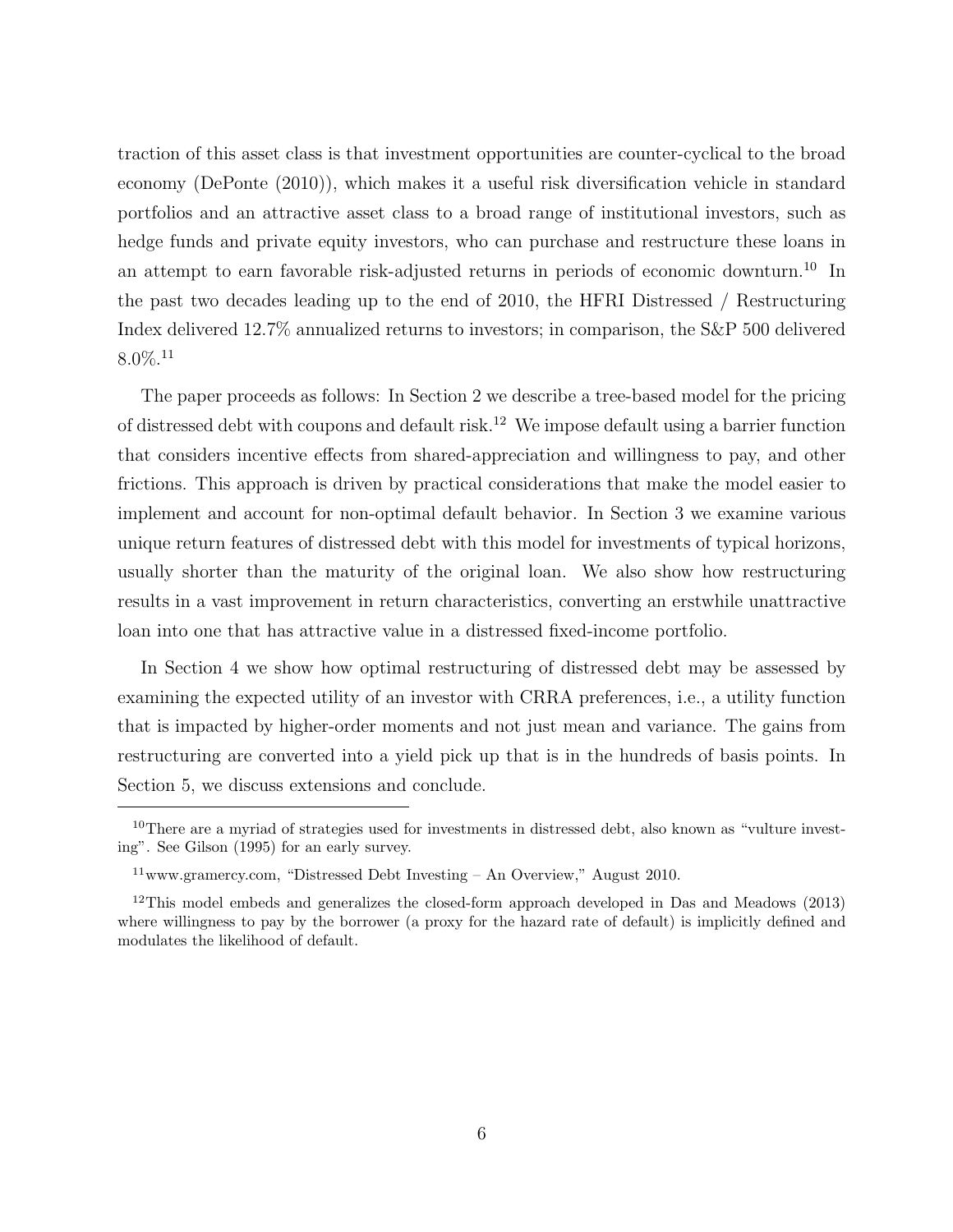traction of this asset class is that investment opportunities are counter-cyclical to the broad economy (DePonte (2010)), which makes it a useful risk diversification vehicle in standard portfolios and an attractive asset class to a broad range of institutional investors, such as hedge funds and private equity investors, who can purchase and restructure these loans in an attempt to earn favorable risk-adjusted returns in periods of economic downturn.[10] In the past two decades leading up to the end of 2010, the HFRI Distressed / Restructuring Index delivered 12.7% annualized returns to investors; in comparison, the S&P 500 delivered 8.0%.[11]

The paper proceeds as follows: In Section 2 we describe a tree-based model for the pricing of distressed debt with coupons and default risk.[12] We impose default using a barrier function that considers incentive effects from shared-appreciation and willingness to pay, and other frictions. This approach is driven by practical considerations that make the model easier to implement and account for non-optimal default behavior. In Section 3 we examine various unique return features of distressed debt with this model for investments of typical horizons, usually shorter than the maturity of the original loan. We also show how restructuring results in a vast improvement in return characteristics, converting an erstwhile unattractive loan into one that has attractive value in a distressed fixed-income portfolio.

In Section 4 we show how optimal restructuring of distressed debt may be assessed by examining the expected utility of an investor with CRRA preferences, i.e., a utility function that is impacted by higher-order moments and not just mean and variance. The gains from restructuring are converted into a yield pick up that is in the hundreds of basis points. In Section 5, we discuss extensions and conclude.

---

[10] There are a myriad of strategies used for investments in distressed debt, also known as "vulture investing". See Gilson (1995) for an early survey.

[11] www.gramercy.com, "Distressed Debt Investing – An Overview," August 2010.

[12] This model embeds and generalizes the closed-form approach developed in Das and Meadows (2013) where willingness to pay by the borrower (a proxy for the hazard rate of default) is implicitly defined and modulates the likelihood of default.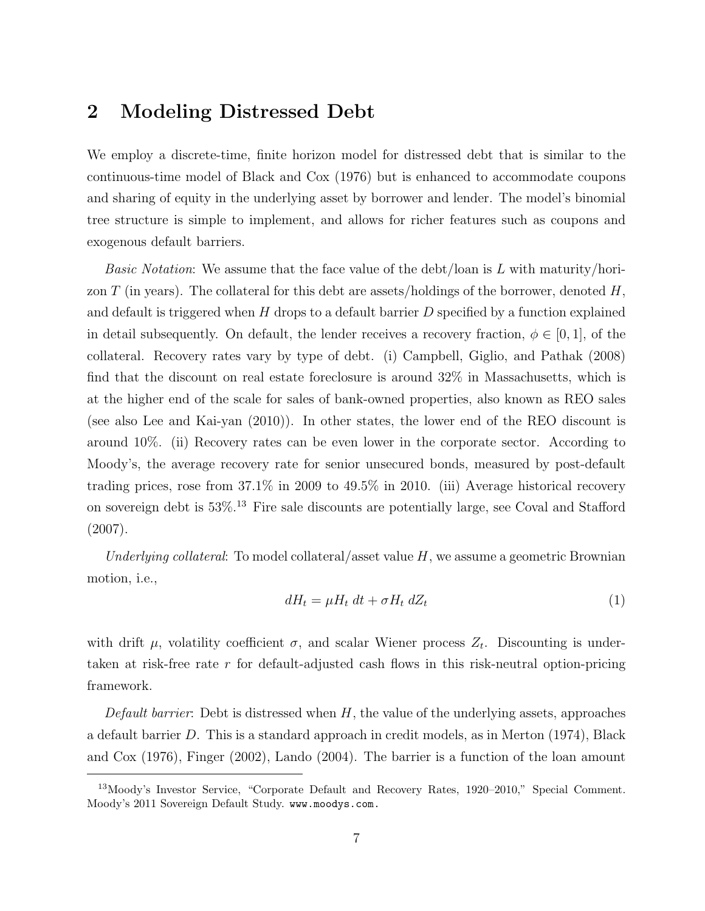## 2 Modeling Distressed Debt

We employ a discrete-time, finite horizon model for distressed debt that is similar to the continuous-time model of Black and Cox (1976) but is enhanced to accommodate coupons and sharing of equity in the underlying asset by borrower and lender. The model's binomial tree structure is simple to implement, and allows for richer features such as coupons and exogenous default barriers.

*Basic Notation*: We assume that the face value of the debt/loan is $L$ with maturity/horizon $T$ (in years). The collateral for this debt are assets/holdings of the borrower, denoted $H$, and default is triggered when $H$ drops to a default barrier $D$ specified by a function explained in detail subsequently. On default, the lender receives a recovery fraction, $\phi \in [0, 1]$, of the collateral. Recovery rates vary by type of debt. (i) Campbell, Giglio, and Pathak (2008) find that the discount on real estate foreclosure is around 32% in Massachusetts, which is at the higher end of the scale for sales of bank-owned properties, also known as REO sales (see also Lee and Kai-yan (2010)). In other states, the lower end of the REO discount is around 10%. (ii) Recovery rates can be even lower in the corporate sector. According to Moody's, the average recovery rate for senior unsecured bonds, measured by post-default trading prices, rose from 37.1% in 2009 to 49.5% in 2010. (iii) Average historical recovery on sovereign debt is 53%.[13] Fire sale discounts are potentially large, see Coval and Stafford (2007).

*Underlying collateral*: To model collateral/asset value $H$, we assume a geometric Brownian motion, i.e.,

$$dH_t = \mu H_t \, dt + \sigma H_t \, dZ_t \tag{1}$$

with drift $\mu$, volatility coefficient $\sigma$, and scalar Wiener process $Z_t$. Discounting is undertaken at risk-free rate $r$ for default-adjusted cash flows in this risk-neutral option-pricing framework.

*Default barrier*: Debt is distressed when $H$, the value of the underlying assets, approaches a default barrier $D$. This is a standard approach in credit models, as in Merton (1974), Black and Cox (1976), Finger (2002), Lando (2004). The barrier is a function of the loan amount

[13] Moody's Investor Service, "Corporate Default and Recovery Rates, 1920–2010," Special Comment. Moody's 2011 Sovereign Default Study. www.moodys.com.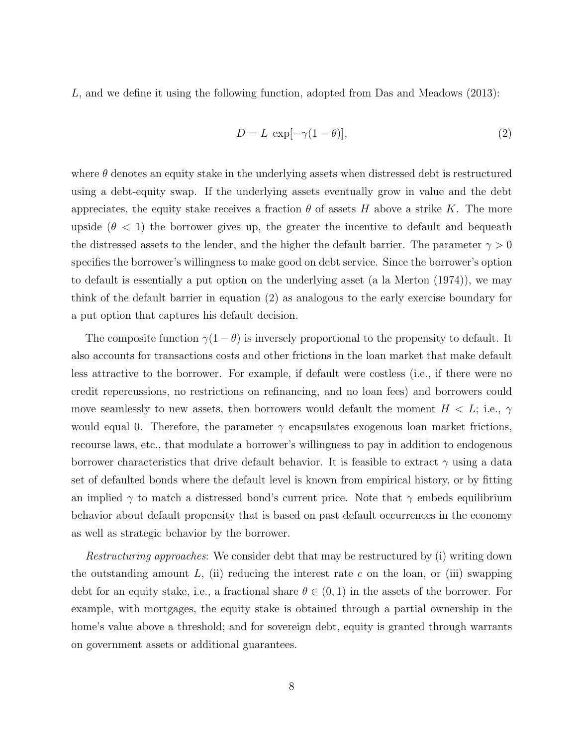$L$, and we define it using the following function, adopted from Das and Meadows (2013):

$$D = L \; \exp[-\gamma(1-\theta)], \tag{2}$$

where $\theta$ denotes an equity stake in the underlying assets when distressed debt is restructured using a debt-equity swap. If the underlying assets eventually grow in value and the debt appreciates, the equity stake receives a fraction $\theta$ of assets $H$ above a strike $K$. The more upside ($\theta < 1$) the borrower gives up, the greater the incentive to default and bequeath the distressed assets to the lender, and the higher the default barrier. The parameter $\gamma > 0$ specifies the borrower's willingness to make good on debt service. Since the borrower's option to default is essentially a put option on the underlying asset (a la Merton (1974)), we may think of the default barrier in equation (2) as analogous to the early exercise boundary for a put option that captures his default decision.

The composite function $\gamma(1-\theta)$ is inversely proportional to the propensity to default. It also accounts for transactions costs and other frictions in the loan market that make default less attractive to the borrower. For example, if default were costless (i.e., if there were no credit repercussions, no restrictions on refinancing, and no loan fees) and borrowers could move seamlessly to new assets, then borrowers would default the moment $H < L$; i.e., $\gamma$ would equal 0. Therefore, the parameter $\gamma$ encapsulates exogenous loan market frictions, recourse laws, etc., that modulate a borrower's willingness to pay in addition to endogenous borrower characteristics that drive default behavior. It is feasible to extract $\gamma$ using a data set of defaulted bonds where the default level is known from empirical history, or by fitting an implied $\gamma$ to match a distressed bond's current price. Note that $\gamma$ embeds equilibrium behavior about default propensity that is based on past default occurrences in the economy as well as strategic behavior by the borrower.

*Restructuring approaches*: We consider debt that may be restructured by (i) writing down the outstanding amount $L$, (ii) reducing the interest rate $c$ on the loan, or (iii) swapping debt for an equity stake, i.e., a fractional share $\theta \in (0, 1)$ in the assets of the borrower. For example, with mortgages, the equity stake is obtained through a partial ownership in the home's value above a threshold; and for sovereign debt, equity is granted through warrants on government assets or additional guarantees.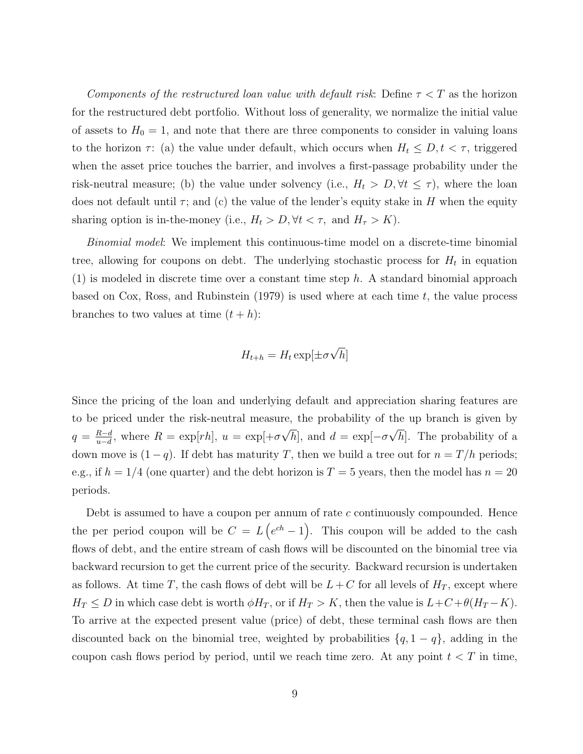*Components of the restructured loan value with default risk*: Define $\tau < T$ as the horizon for the restructured debt portfolio. Without loss of generality, we normalize the initial value of assets to $H_0 = 1$, and note that there are three components to consider in valuing loans to the horizon $\tau$: (a) the value under default, which occurs when $H_t \leq D, t < \tau$, triggered when the asset price touches the barrier, and involves a first-passage probability under the risk-neutral measure; (b) the value under solvency (i.e., $H_t > D, \forall t \leq \tau$), where the loan does not default until $\tau$; and (c) the value of the lender's equity stake in $H$ when the equity sharing option is in-the-money (i.e., $H_t > D, \forall t < \tau$, and $H_\tau > K$).

*Binomial model*: We implement this continuous-time model on a discrete-time binomial tree, allowing for coupons on debt. The underlying stochastic process for $H_t$ in equation (1) is modeled in discrete time over a constant time step $h$. A standard binomial approach based on Cox, Ross, and Rubinstein (1979) is used where at each time $t$, the value process branches to two values at time $(t + h)$:

$$H_{t+h} = H_t \exp[\pm \sigma \sqrt{h}]$$

Since the pricing of the loan and underlying default and appreciation sharing features are to be priced under the risk-neutral measure, the probability of the up branch is given by $q = \frac{R-d}{u-d}$, where $R = \exp[rh]$, $u = \exp[+\sigma\sqrt{h}]$, and $d = \exp[-\sigma\sqrt{h}]$. The probability of a down move is $(1 - q)$. If debt has maturity $T$, then we build a tree out for $n = T/h$ periods; e.g., if $h = 1/4$ (one quarter) and the debt horizon is $T = 5$ years, then the model has $n = 20$ periods.

Debt is assumed to have a coupon per annum of rate $c$ continuously compounded. Hence the per period coupon will be $C = L\left(e^{ch} - 1\right)$. This coupon will be added to the cash flows of debt, and the entire stream of cash flows will be discounted on the binomial tree via backward recursion to get the current price of the security. Backward recursion is undertaken as follows. At time $T$, the cash flows of debt will be $L + C$ for all levels of $H_T$, except where $H_T \leq D$ in which case debt is worth $\phi H_T$, or if $H_T > K$, then the value is $L + C + \theta(H_T - K)$. To arrive at the expected present value (price) of debt, these terminal cash flows are then discounted back on the binomial tree, weighted by probabilities $\{q, 1 - q\}$, adding in the coupon cash flows period by period, until we reach time zero. At any point $t < T$ in time,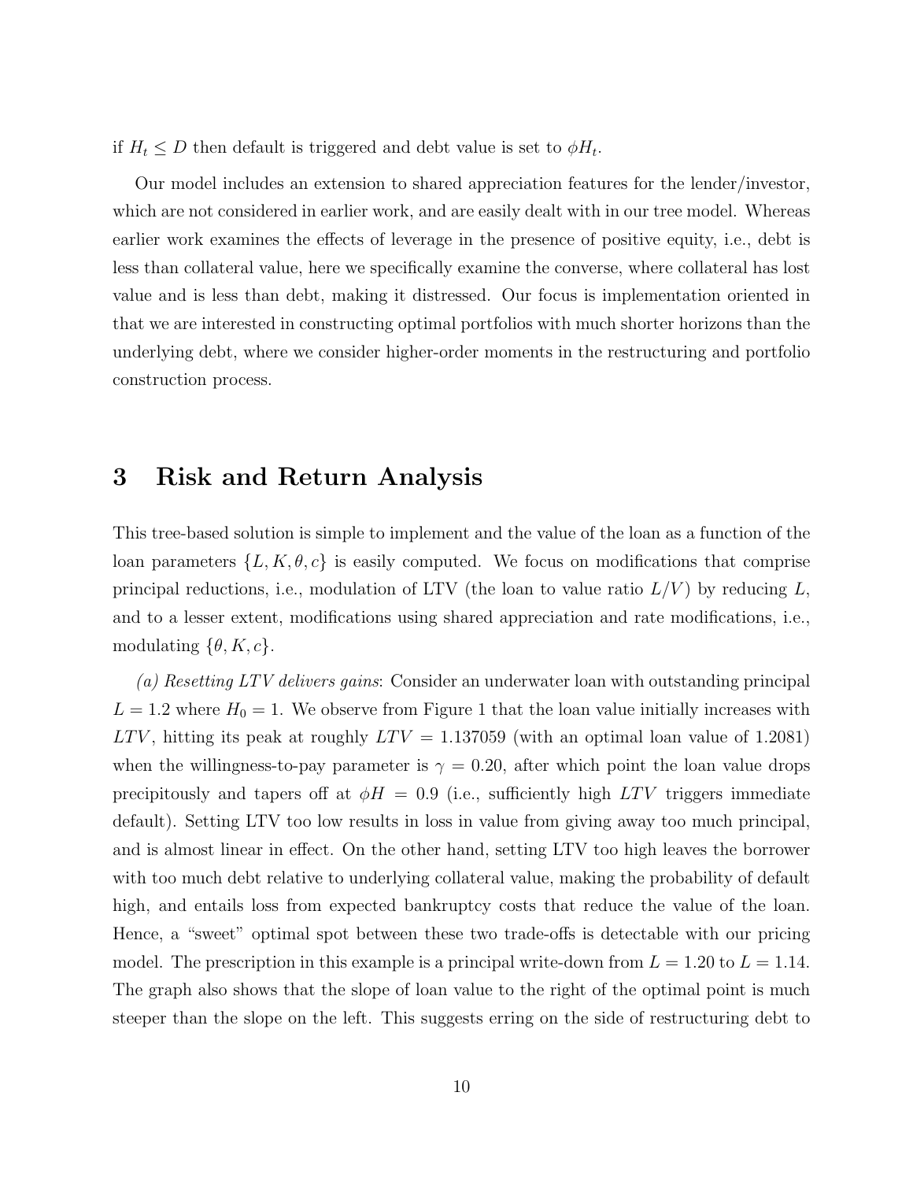if $H_t \leq D$ then default is triggered and debt value is set to $\phi H_t$.

Our model includes an extension to shared appreciation features for the lender/investor, which are not considered in earlier work, and are easily dealt with in our tree model. Whereas earlier work examines the effects of leverage in the presence of positive equity, i.e., debt is less than collateral value, here we specifically examine the converse, where collateral has lost value and is less than debt, making it distressed. Our focus is implementation oriented in that we are interested in constructing optimal portfolios with much shorter horizons than the underlying debt, where we consider higher-order moments in the restructuring and portfolio construction process.

# 3 Risk and Return Analysis

This tree-based solution is simple to implement and the value of the loan as a function of the loan parameters $\{L, K, \theta, c\}$ is easily computed. We focus on modifications that comprise principal reductions, i.e., modulation of LTV (the loan to value ratio $L/V$) by reducing $L$, and to a lesser extent, modifications using shared appreciation and rate modifications, i.e., modulating $\{\theta, K, c\}$.

*(a) Resetting LTV delivers gains*: Consider an underwater loan with outstanding principal $L = 1.2$ where $H_0 = 1$. We observe from Figure 1 that the loan value initially increases with $LTV$, hitting its peak at roughly $LTV = 1.137059$ (with an optimal loan value of 1.2081) when the willingness-to-pay parameter is $\gamma = 0.20$, after which point the loan value drops precipitously and tapers off at $\phi H = 0.9$ (i.e., sufficiently high $LTV$ triggers immediate default). Setting LTV too low results in loss in value from giving away too much principal, and is almost linear in effect. On the other hand, setting LTV too high leaves the borrower with too much debt relative to underlying collateral value, making the probability of default high, and entails loss from expected bankruptcy costs that reduce the value of the loan. Hence, a "sweet" optimal spot between these two trade-offs is detectable with our pricing model. The prescription in this example is a principal write-down from $L = 1.20$ to $L = 1.14$. The graph also shows that the slope of loan value to the right of the optimal point is much steeper than the slope on the left. This suggests erring on the side of restructuring debt to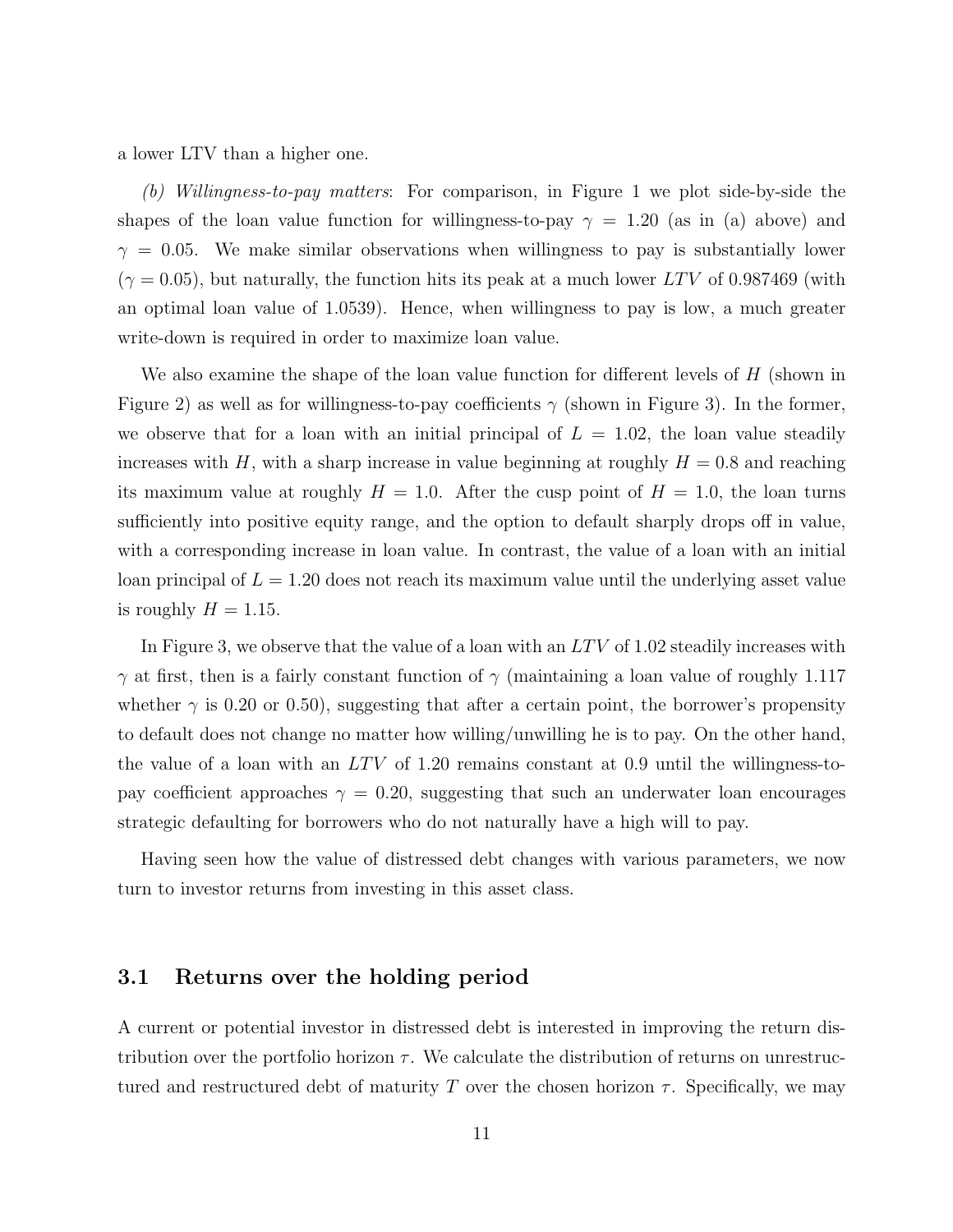a lower LTV than a higher one.

*(b) Willingness-to-pay matters*: For comparison, in Figure 1 we plot side-by-side the shapes of the loan value function for willingness-to-pay $\gamma = 1.20$ (as in (a) above) and $\gamma = 0.05$. We make similar observations when willingness to pay is substantially lower ($\gamma = 0.05$), but naturally, the function hits its peak at a much lower $LTV$ of 0.987469 (with an optimal loan value of 1.0539). Hence, when willingness to pay is low, a much greater write-down is required in order to maximize loan value.

We also examine the shape of the loan value function for different levels of $H$ (shown in Figure 2) as well as for willingness-to-pay coefficients $\gamma$ (shown in Figure 3). In the former, we observe that for a loan with an initial principal of $L = 1.02$, the loan value steadily increases with $H$, with a sharp increase in value beginning at roughly $H = 0.8$ and reaching its maximum value at roughly $H = 1.0$. After the cusp point of $H = 1.0$, the loan turns sufficiently into positive equity range, and the option to default sharply drops off in value, with a corresponding increase in loan value. In contrast, the value of a loan with an initial loan principal of $L = 1.20$ does not reach its maximum value until the underlying asset value is roughly $H = 1.15$.

In Figure 3, we observe that the value of a loan with an $LTV$ of 1.02 steadily increases with $\gamma$ at first, then is a fairly constant function of $\gamma$ (maintaining a loan value of roughly 1.117 whether $\gamma$ is 0.20 or 0.50), suggesting that after a certain point, the borrower's propensity to default does not change no matter how willing/unwilling he is to pay. On the other hand, the value of a loan with an $LTV$ of 1.20 remains constant at 0.9 until the willingness-to-pay coefficient approaches $\gamma = 0.20$, suggesting that such an underwater loan encourages strategic defaulting for borrowers who do not naturally have a high will to pay.

Having seen how the value of distressed debt changes with various parameters, we now turn to investor returns from investing in this asset class.

## 3.1 Returns over the holding period

A current or potential investor in distressed debt is interested in improving the return distribution over the portfolio horizon $\tau$. We calculate the distribution of returns on unrestructured and restructured debt of maturity $T$ over the chosen horizon $\tau$. Specifically, we may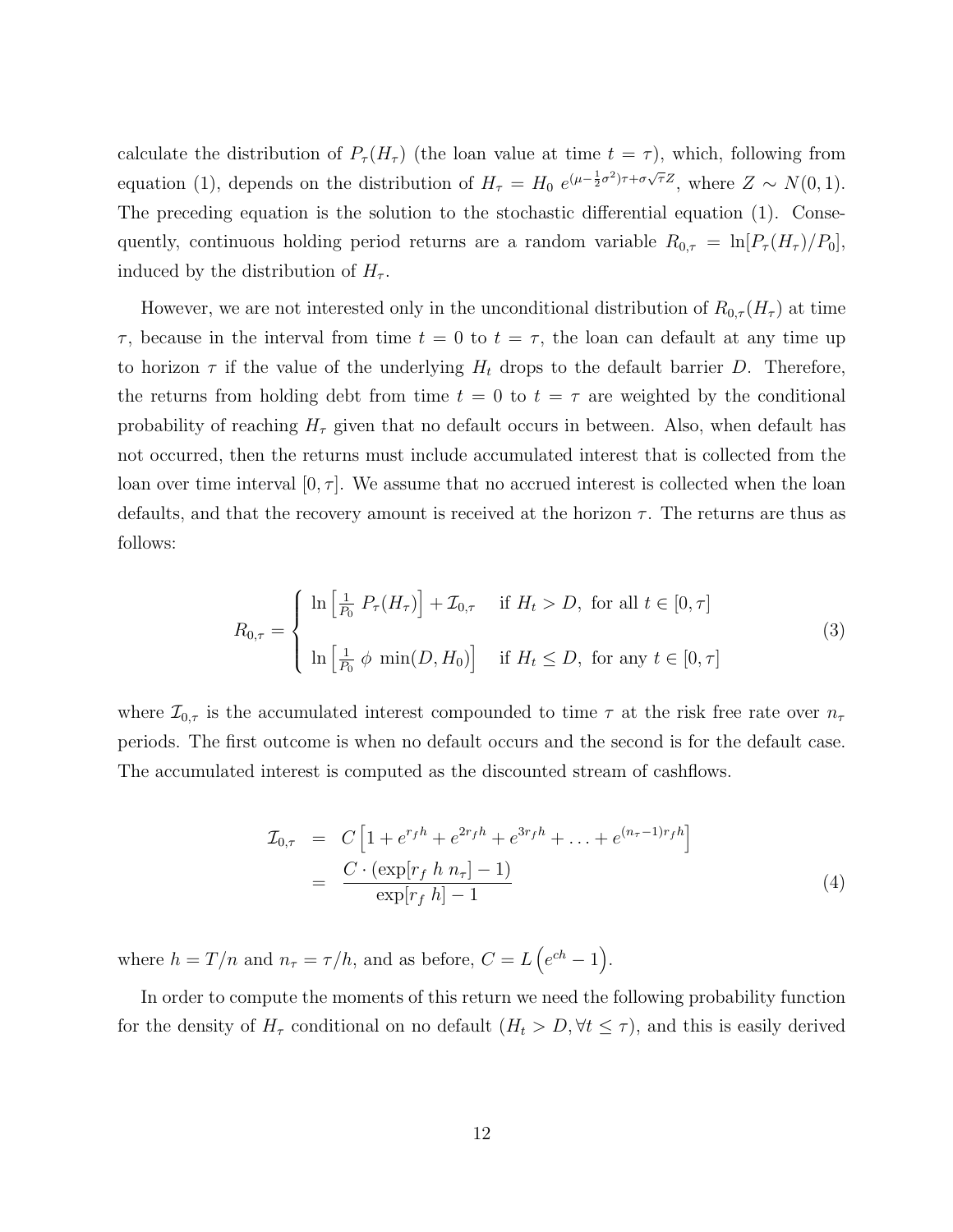calculate the distribution of $P_\tau(H_\tau)$ (the loan value at time $t = \tau$), which, following from equation (1), depends on the distribution of $H_\tau = H_0 \; e^{(\mu - \frac{1}{2}\sigma^2)\tau + \sigma\sqrt{\tau}Z}$, where $Z \sim N(0,1)$. The preceding equation is the solution to the stochastic differential equation (1). Consequently, continuous holding period returns are a random variable $R_{0,\tau} = \ln[P_\tau(H_\tau)/P_0]$, induced by the distribution of $H_\tau$.

However, we are not interested only in the unconditional distribution of $R_{0,\tau}(H_\tau)$ at time $\tau$, because in the interval from time $t = 0$ to $t = \tau$, the loan can default at any time up to horizon $\tau$ if the value of the underlying $H_t$ drops to the default barrier $D$. Therefore, the returns from holding debt from time $t = 0$ to $t = \tau$ are weighted by the conditional probability of reaching $H_\tau$ given that no default occurs in between. Also, when default has not occurred, then the returns must include accumulated interest that is collected from the loan over time interval $[0, \tau]$. We assume that no accrued interest is collected when the loan defaults, and that the recovery amount is received at the horizon $\tau$. The returns are thus as follows:

$$
R_{0,\tau} = \begin{cases} \ln\left[\frac{1}{P_0} \; P_\tau(H_\tau)\right] + \mathcal{I}_{0,\tau} & \text{if } H_t > D, \text{ for all } t \in [0, \tau] \\ \\ \ln\left[\frac{1}{P_0} \; \phi \; \min(D, H_0)\right] & \text{if } H_t \leq D, \text{ for any } t \in [0, \tau] \end{cases} \tag{3}
$$

where $\mathcal{I}_{0,\tau}$ is the accumulated interest compounded to time $\tau$ at the risk free rate over $n_\tau$ periods. The first outcome is when no default occurs and the second is for the default case. The accumulated interest is computed as the discounted stream of cashflows.

$$
\begin{aligned}
\mathcal{I}_{0,\tau} &= C\left[1 + e^{r_f h} + e^{2r_f h} + e^{3r_f h} + \ldots + e^{(n_\tau - 1)r_f h}\right] \\
&= \frac{C \cdot (\exp[r_f \; h \; n_\tau] - 1)}{\exp[r_f \; h] - 1}
\end{aligned} \tag{4}
$$

where $h = T/n$ and $n_\tau = \tau/h$, and as before, $C = L\left(e^{ch} - 1\right)$.

In order to compute the moments of this return we need the following probability function for the density of $H_\tau$ conditional on no default ($H_t > D, \forall t \leq \tau$), and this is easily derived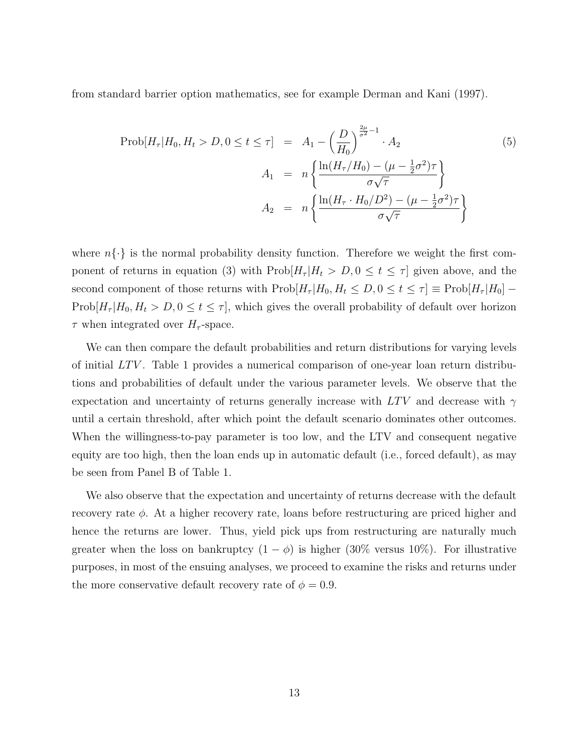from standard barrier option mathematics, see for example Derman and Kani (1997).

$$
\begin{aligned}
\text{Prob}[H_\tau | H_0, H_t > D, 0 \leq t \leq \tau] &= A_1 - \left(\frac{D}{H_0}\right)^{\frac{2\mu}{\sigma^2}-1} \cdot A_2 \\
A_1 &= n\left\{\frac{\ln(H_\tau/H_0) - (\mu - \frac{1}{2}\sigma^2)\tau}{\sigma\sqrt{\tau}}\right\} \\
A_2 &= n\left\{\frac{\ln(H_\tau \cdot H_0/D^2) - (\mu - \frac{1}{2}\sigma^2)\tau}{\sigma\sqrt{\tau}}\right\}
\end{aligned} \tag{5}
$$

where $n\{\cdot\}$ is the normal probability density function. Therefore we weight the first component of returns in equation (3) with $\text{Prob}[H_\tau | H_t > D, 0 \leq t \leq \tau]$ given above, and the second component of those returns with $\text{Prob}[H_\tau | H_0, H_t \leq D, 0 \leq t \leq \tau] \equiv \text{Prob}[H_\tau | H_0] - \text{Prob}[H_\tau | H_0, H_t > D, 0 \leq t \leq \tau]$, which gives the overall probability of default over horizon $\tau$ when integrated over $H_\tau$-space.

We can then compare the default probabilities and return distributions for varying levels of initial $LTV$. Table 1 provides a numerical comparison of one-year loan return distributions and probabilities of default under the various parameter levels. We observe that the expectation and uncertainty of returns generally increase with $LTV$ and decrease with $\gamma$ until a certain threshold, after which point the default scenario dominates other outcomes. When the willingness-to-pay parameter is too low, and the LTV and consequent negative equity are too high, then the loan ends up in automatic default (i.e., forced default), as may be seen from Panel B of Table 1.

We also observe that the expectation and uncertainty of returns decrease with the default recovery rate $\phi$. At a higher recovery rate, loans before restructuring are priced higher and hence the returns are lower. Thus, yield pick ups from restructuring are naturally much greater when the loss on bankruptcy $(1 - \phi)$ is higher (30% versus 10%). For illustrative purposes, in most of the ensuing analyses, we proceed to examine the risks and returns under the more conservative default recovery rate of $\phi = 0.9$.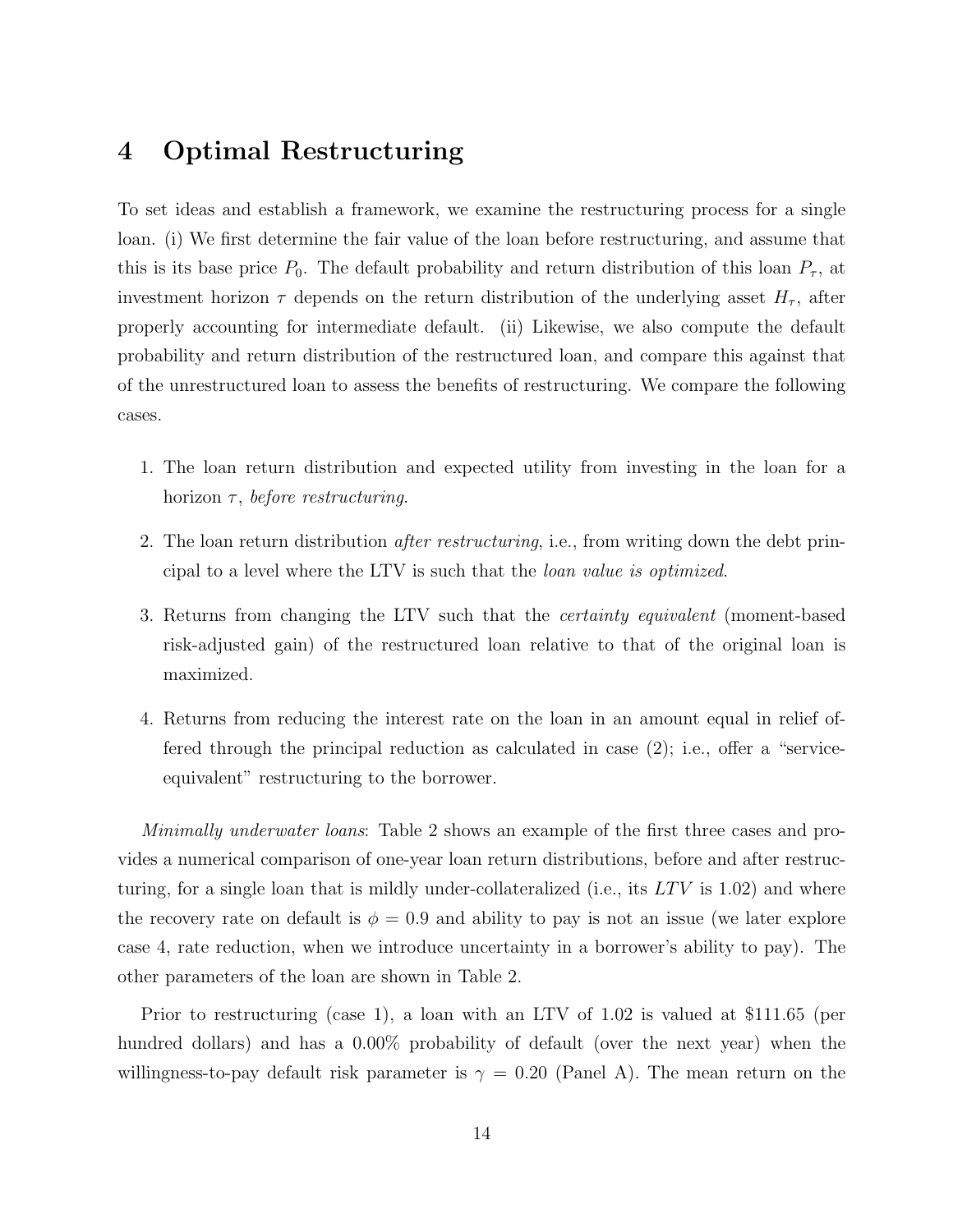# 4 Optimal Restructuring

To set ideas and establish a framework, we examine the restructuring process for a single loan. (i) We first determine the fair value of the loan before restructuring, and assume that this is its base price $P_0$. The default probability and return distribution of this loan $P_\tau$, at investment horizon $\tau$ depends on the return distribution of the underlying asset $H_\tau$, after properly accounting for intermediate default. (ii) Likewise, we also compute the default probability and return distribution of the restructured loan, and compare this against that of the unrestructured loan to assess the benefits of restructuring. We compare the following cases.

1. The loan return distribution and expected utility from investing in the loan for a horizon $\tau$, *before restructuring*.
2. The loan return distribution *after restructuring*, i.e., from writing down the debt principal to a level where the LTV is such that the *loan value is optimized*.
3. Returns from changing the LTV such that the *certainty equivalent* (moment-based risk-adjusted gain) of the restructured loan relative to that of the original loan is maximized.
4. Returns from reducing the interest rate on the loan in an amount equal in relief offered through the principal reduction as calculated in case (2); i.e., offer a "service-equivalent" restructuring to the borrower.

*Minimally underwater loans*: Table 2 shows an example of the first three cases and provides a numerical comparison of one-year loan return distributions, before and after restructuring, for a single loan that is mildly under-collateralized (i.e., its $LTV$ is 1.02) and where the recovery rate on default is $\phi = 0.9$ and ability to pay is not an issue (we later explore case 4, rate reduction, when we introduce uncertainty in a borrower's ability to pay). The other parameters of the loan are shown in Table 2.

Prior to restructuring (case 1), a loan with an LTV of 1.02 is valued at \$111.65 (per hundred dollars) and has a 0.00% probability of default (over the next year) when the willingness-to-pay default risk parameter is $\gamma = 0.20$ (Panel A). The mean return on the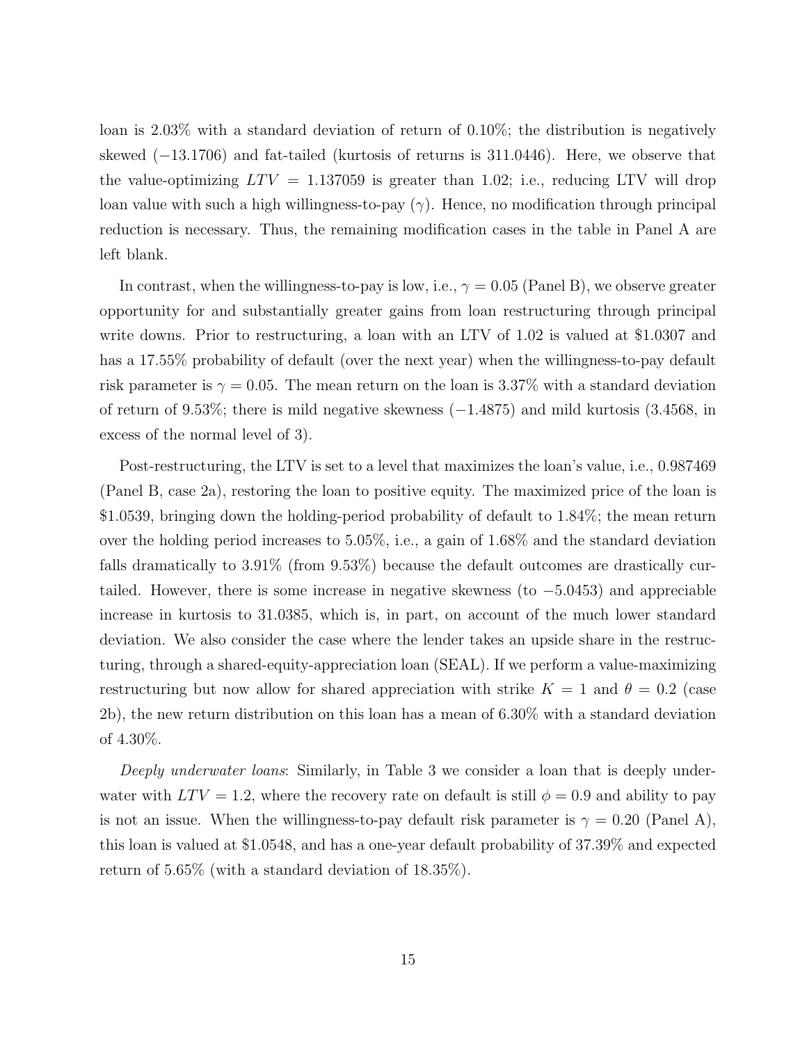loan is 2.03% with a standard deviation of return of 0.10%; the distribution is negatively skewed (−13.1706) and fat-tailed (kurtosis of returns is 311.0446). Here, we observe that the value-optimizing $LTV = 1.137059$ is greater than 1.02; i.e., reducing LTV will drop loan value with such a high willingness-to-pay ($\gamma$). Hence, no modification through principal reduction is necessary. Thus, the remaining modification cases in the table in Panel A are left blank.

In contrast, when the willingness-to-pay is low, i.e., $\gamma = 0.05$ (Panel B), we observe greater opportunity for and substantially greater gains from loan restructuring through principal write downs. Prior to restructuring, a loan with an LTV of 1.02 is valued at \$1.0307 and has a 17.55% probability of default (over the next year) when the willingness-to-pay default risk parameter is $\gamma = 0.05$. The mean return on the loan is 3.37% with a standard deviation of return of 9.53%; there is mild negative skewness (−1.4875) and mild kurtosis (3.4568, in excess of the normal level of 3).

Post-restructuring, the LTV is set to a level that maximizes the loan's value, i.e., 0.987469 (Panel B, case 2a), restoring the loan to positive equity. The maximized price of the loan is \$1.0539, bringing down the holding-period probability of default to 1.84%; the mean return over the holding period increases to 5.05%, i.e., a gain of 1.68% and the standard deviation falls dramatically to 3.91% (from 9.53%) because the default outcomes are drastically curtailed. However, there is some increase in negative skewness (to −5.0453) and appreciable increase in kurtosis to 31.0385, which is, in part, on account of the much lower standard deviation. We also consider the case where the lender takes an upside share in the restructuring, through a shared-equity-appreciation loan (SEAL). If we perform a value-maximizing restructuring but now allow for shared appreciation with strike $K = 1$ and $\theta = 0.2$ (case 2b), the new return distribution on this loan has a mean of 6.30% with a standard deviation of 4.30%.

*Deeply underwater loans*: Similarly, in Table 3 we consider a loan that is deeply underwater with $LTV = 1.2$, where the recovery rate on default is still $\phi = 0.9$ and ability to pay is not an issue. When the willingness-to-pay default risk parameter is $\gamma = 0.20$ (Panel A), this loan is valued at \$1.0548, and has a one-year default probability of 37.39% and expected return of 5.65% (with a standard deviation of 18.35%).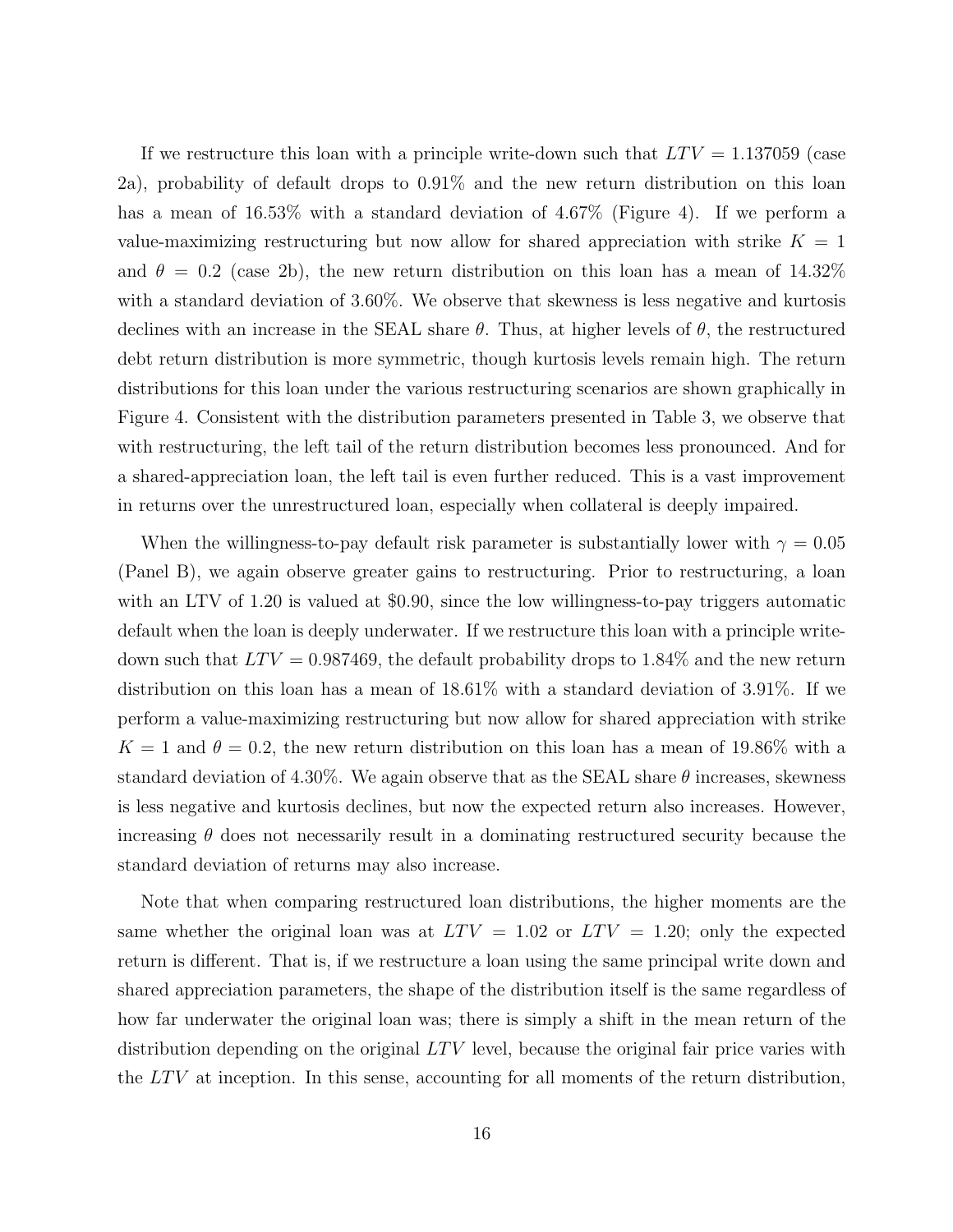If we restructure this loan with a principle write-down such that $LTV = 1.137059$ (case 2a), probability of default drops to 0.91% and the new return distribution on this loan has a mean of 16.53% with a standard deviation of 4.67% (Figure 4). If we perform a value-maximizing restructuring but now allow for shared appreciation with strike $K = 1$ and $\theta = 0.2$ (case 2b), the new return distribution on this loan has a mean of 14.32% with a standard deviation of 3.60%. We observe that skewness is less negative and kurtosis declines with an increase in the SEAL share $\theta$. Thus, at higher levels of $\theta$, the restructured debt return distribution is more symmetric, though kurtosis levels remain high. The return distributions for this loan under the various restructuring scenarios are shown graphically in Figure 4. Consistent with the distribution parameters presented in Table 3, we observe that with restructuring, the left tail of the return distribution becomes less pronounced. And for a shared-appreciation loan, the left tail is even further reduced. This is a vast improvement in returns over the unrestructured loan, especially when collateral is deeply impaired.

When the willingness-to-pay default risk parameter is substantially lower with $\gamma = 0.05$ (Panel B), we again observe greater gains to restructuring. Prior to restructuring, a loan with an LTV of 1.20 is valued at \$0.90, since the low willingness-to-pay triggers automatic default when the loan is deeply underwater. If we restructure this loan with a principle write-down such that $LTV = 0.987469$, the default probability drops to 1.84% and the new return distribution on this loan has a mean of 18.61% with a standard deviation of 3.91%. If we perform a value-maximizing restructuring but now allow for shared appreciation with strike $K = 1$ and $\theta = 0.2$, the new return distribution on this loan has a mean of 19.86% with a standard deviation of 4.30%. We again observe that as the SEAL share $\theta$ increases, skewness is less negative and kurtosis declines, but now the expected return also increases. However, increasing $\theta$ does not necessarily result in a dominating restructured security because the standard deviation of returns may also increase.

Note that when comparing restructured loan distributions, the higher moments are the same whether the original loan was at $LTV = 1.02$ or $LTV = 1.20$; only the expected return is different. That is, if we restructure a loan using the same principal write down and shared appreciation parameters, the shape of the distribution itself is the same regardless of how far underwater the original loan was; there is simply a shift in the mean return of the distribution depending on the original $LTV$ level, because the original fair price varies with the $LTV$ at inception. In this sense, accounting for all moments of the return distribution,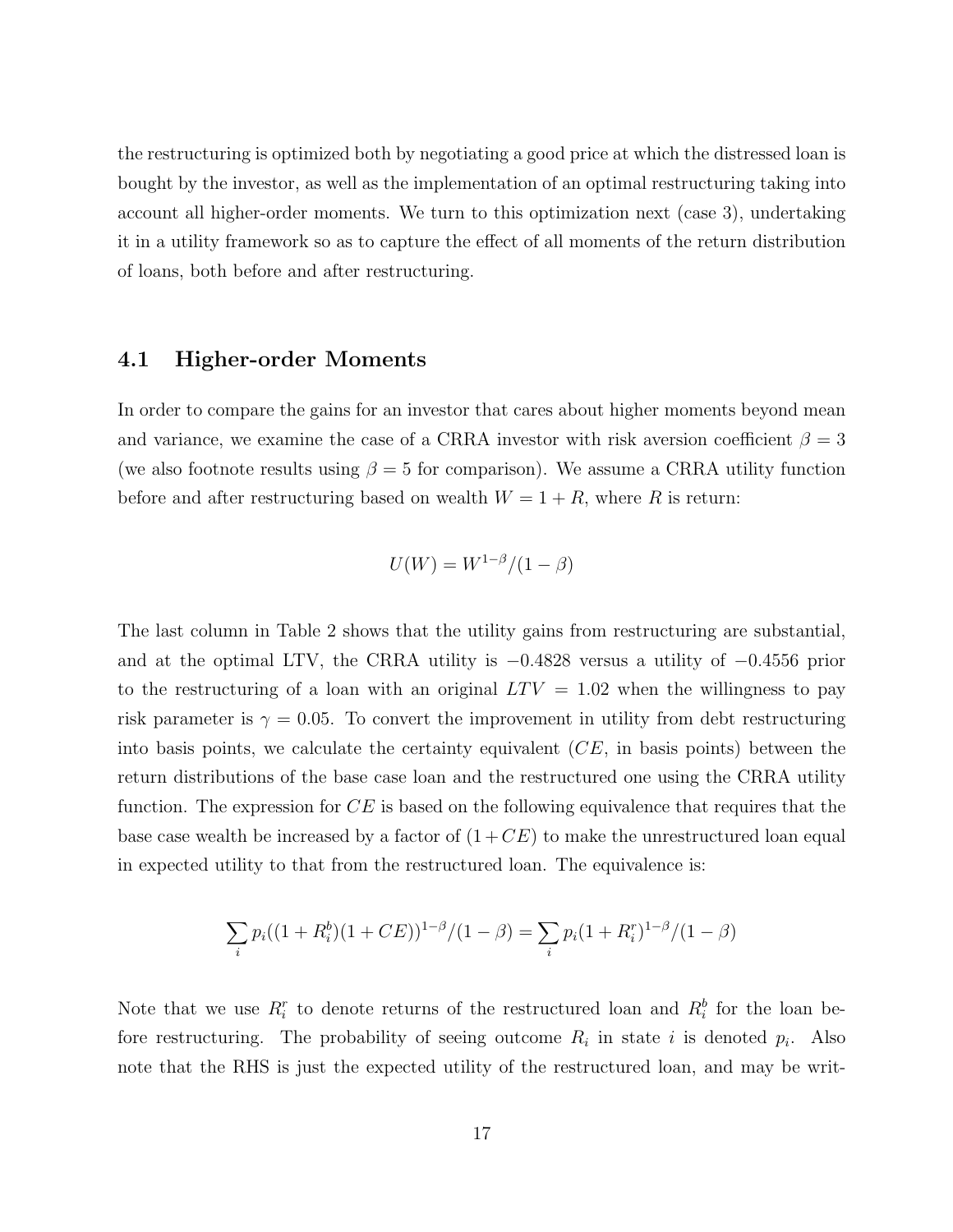the restructuring is optimized both by negotiating a good price at which the distressed loan is bought by the investor, as well as the implementation of an optimal restructuring taking into account all higher-order moments. We turn to this optimization next (case 3), undertaking it in a utility framework so as to capture the effect of all moments of the return distribution of loans, both before and after restructuring.

## 4.1 Higher-order Moments

In order to compare the gains for an investor that cares about higher moments beyond mean and variance, we examine the case of a CRRA investor with risk aversion coefficient $\beta = 3$ (we also footnote results using $\beta = 5$ for comparison). We assume a CRRA utility function before and after restructuring based on wealth $W = 1 + R$, where $R$ is return:

$$U(W) = W^{1-\beta}/(1-\beta)$$

The last column in Table 2 shows that the utility gains from restructuring are substantial, and at the optimal LTV, the CRRA utility is $-0.4828$ versus a utility of $-0.4556$ prior to the restructuring of a loan with an original $LTV = 1.02$ when the willingness to pay risk parameter is $\gamma = 0.05$. To convert the improvement in utility from debt restructuring into basis points, we calculate the certainty equivalent ($CE$, in basis points) between the return distributions of the base case loan and the restructured one using the CRRA utility function. The expression for $CE$ is based on the following equivalence that requires that the base case wealth be increased by a factor of $(1+CE)$ to make the unrestructured loan equal in expected utility to that from the restructured loan. The equivalence is:

$$\sum_i p_i((1+R_i^b)(1+CE))^{1-\beta}/(1-\beta) = \sum_i p_i(1+R_i^r)^{1-\beta}/(1-\beta)$$

Note that we use $R_i^r$ to denote returns of the restructured loan and $R_i^b$ for the loan before restructuring. The probability of seeing outcome $R_i$ in state $i$ is denoted $p_i$. Also note that the RHS is just the expected utility of the restructured loan, and may be writ-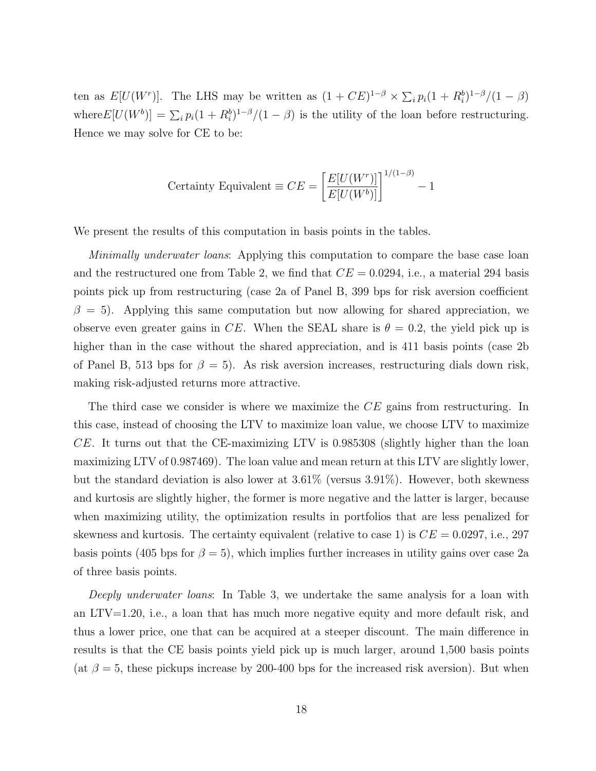ten as $E[U(W^r)]$. The LHS may be written as $(1 + CE)^{1-\beta} \times \sum_i p_i(1 + R_i^b)^{1-\beta}/(1 - \beta)$ where$E[U(W^b)] = \sum_i p_i(1 + R_i^b)^{1-\beta}/(1 - \beta)$ is the utility of the loan before restructuring. Hence we may solve for CE to be:

$$\text{Certainty Equivalent} \equiv CE = \left[\frac{E[U(W^r)]}{E[U(W^b)]}\right]^{1/(1-\beta)} - 1$$

We present the results of this computation in basis points in the tables.

*Minimally underwater loans*: Applying this computation to compare the base case loan and the restructured one from Table 2, we find that $CE = 0.0294$, i.e., a material 294 basis points pick up from restructuring (case 2a of Panel B, 399 bps for risk aversion coefficient $\beta = 5$). Applying this same computation but now allowing for shared appreciation, we observe even greater gains in $CE$. When the SEAL share is $\theta = 0.2$, the yield pick up is higher than in the case without the shared appreciation, and is 411 basis points (case 2b of Panel B, 513 bps for $\beta = 5$). As risk aversion increases, restructuring dials down risk, making risk-adjusted returns more attractive.

The third case we consider is where we maximize the $CE$ gains from restructuring. In this case, instead of choosing the LTV to maximize loan value, we choose LTV to maximize $CE$. It turns out that the CE-maximizing LTV is 0.985308 (slightly higher than the loan maximizing LTV of 0.987469). The loan value and mean return at this LTV are slightly lower, but the standard deviation is also lower at 3.61% (versus 3.91%). However, both skewness and kurtosis are slightly higher, the former is more negative and the latter is larger, because when maximizing utility, the optimization results in portfolios that are less penalized for skewness and kurtosis. The certainty equivalent (relative to case 1) is $CE = 0.0297$, i.e., 297 basis points (405 bps for $\beta = 5$), which implies further increases in utility gains over case 2a of three basis points.

*Deeply underwater loans*: In Table 3, we undertake the same analysis for a loan with an LTV=1.20, i.e., a loan that has much more negative equity and more default risk, and thus a lower price, one that can be acquired at a steeper discount. The main difference in results is that the CE basis points yield pick up is much larger, around 1,500 basis points (at $\beta = 5$, these pickups increase by 200-400 bps for the increased risk aversion). But when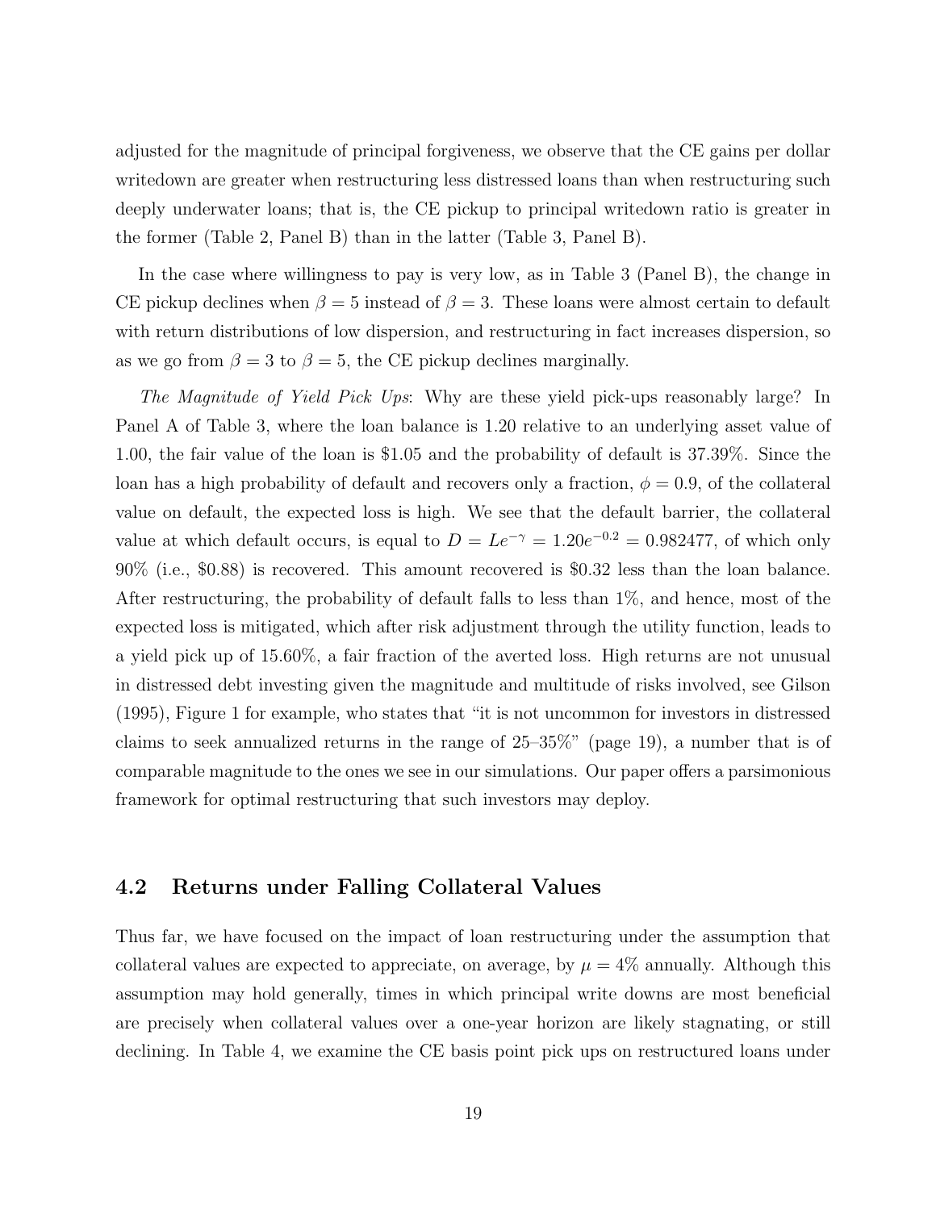adjusted for the magnitude of principal forgiveness, we observe that the CE gains per dollar writedown are greater when restructuring less distressed loans than when restructuring such deeply underwater loans; that is, the CE pickup to principal writedown ratio is greater in the former (Table 2, Panel B) than in the latter (Table 3, Panel B).

In the case where willingness to pay is very low, as in Table 3 (Panel B), the change in CE pickup declines when $\beta = 5$ instead of $\beta = 3$. These loans were almost certain to default with return distributions of low dispersion, and restructuring in fact increases dispersion, so as we go from $\beta = 3$ to $\beta = 5$, the CE pickup declines marginally.

*The Magnitude of Yield Pick Ups*: Why are these yield pick-ups reasonably large? In Panel A of Table 3, where the loan balance is 1.20 relative to an underlying asset value of 1.00, the fair value of the loan is \$1.05 and the probability of default is 37.39%. Since the loan has a high probability of default and recovers only a fraction, $\phi = 0.9$, of the collateral value on default, the expected loss is high. We see that the default barrier, the collateral value at which default occurs, is equal to $D = Le^{-\gamma} = 1.20e^{-0.2} = 0.982477$, of which only 90% (i.e., \$0.88) is recovered. This amount recovered is \$0.32 less than the loan balance. After restructuring, the probability of default falls to less than 1%, and hence, most of the expected loss is mitigated, which after risk adjustment through the utility function, leads to a yield pick up of 15.60%, a fair fraction of the averted loss. High returns are not unusual in distressed debt investing given the magnitude and multitude of risks involved, see Gilson (1995), Figure 1 for example, who states that "it is not uncommon for investors in distressed claims to seek annualized returns in the range of 25–35%" (page 19), a number that is of comparable magnitude to the ones we see in our simulations. Our paper offers a parsimonious framework for optimal restructuring that such investors may deploy.

## 4.2 Returns under Falling Collateral Values

Thus far, we have focused on the impact of loan restructuring under the assumption that collateral values are expected to appreciate, on average, by $\mu = 4\%$ annually. Although this assumption may hold generally, times in which principal write downs are most beneficial are precisely when collateral values over a one-year horizon are likely stagnating, or still declining. In Table 4, we examine the CE basis point pick ups on restructured loans under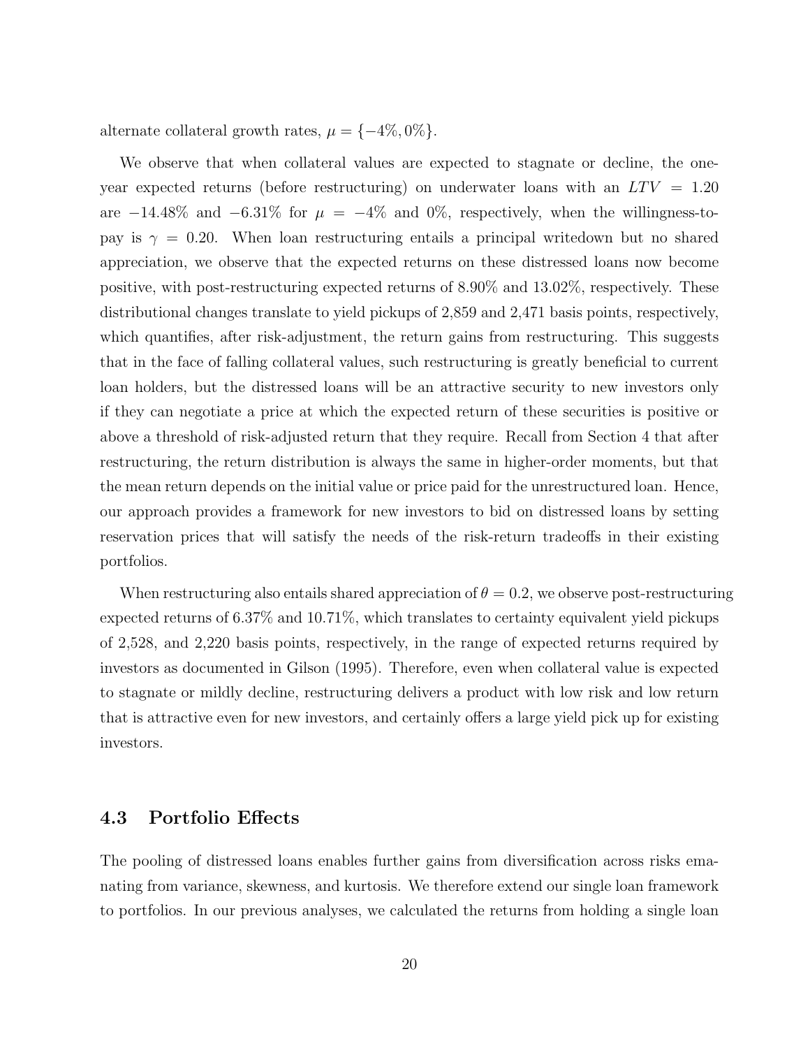alternate collateral growth rates, $\mu = \{-4\%, 0\%\}$.

We observe that when collateral values are expected to stagnate or decline, the one-year expected returns (before restructuring) on underwater loans with an $LTV = 1.20$ are $-14.48\%$ and $-6.31\%$ for $\mu = -4\%$ and $0\%$, respectively, when the willingness-to-pay is $\gamma = 0.20$. When loan restructuring entails a principal writedown but no shared appreciation, we observe that the expected returns on these distressed loans now become positive, with post-restructuring expected returns of 8.90% and 13.02%, respectively. These distributional changes translate to yield pickups of 2,859 and 2,471 basis points, respectively, which quantifies, after risk-adjustment, the return gains from restructuring. This suggests that in the face of falling collateral values, such restructuring is greatly beneficial to current loan holders, but the distressed loans will be an attractive security to new investors only if they can negotiate a price at which the expected return of these securities is positive or above a threshold of risk-adjusted return that they require. Recall from Section 4 that after restructuring, the return distribution is always the same in higher-order moments, but that the mean return depends on the initial value or price paid for the unrestructured loan. Hence, our approach provides a framework for new investors to bid on distressed loans by setting reservation prices that will satisfy the needs of the risk-return tradeoffs in their existing portfolios.

When restructuring also entails shared appreciation of $\theta = 0.2$, we observe post-restructuring expected returns of 6.37% and 10.71%, which translates to certainty equivalent yield pickups of 2,528, and 2,220 basis points, respectively, in the range of expected returns required by investors as documented in Gilson (1995). Therefore, even when collateral value is expected to stagnate or mildly decline, restructuring delivers a product with low risk and low return that is attractive even for new investors, and certainly offers a large yield pick up for existing investors.

### 4.3 Portfolio Effects

The pooling of distressed loans enables further gains from diversification across risks emanating from variance, skewness, and kurtosis. We therefore extend our single loan framework to portfolios. In our previous analyses, we calculated the returns from holding a single loan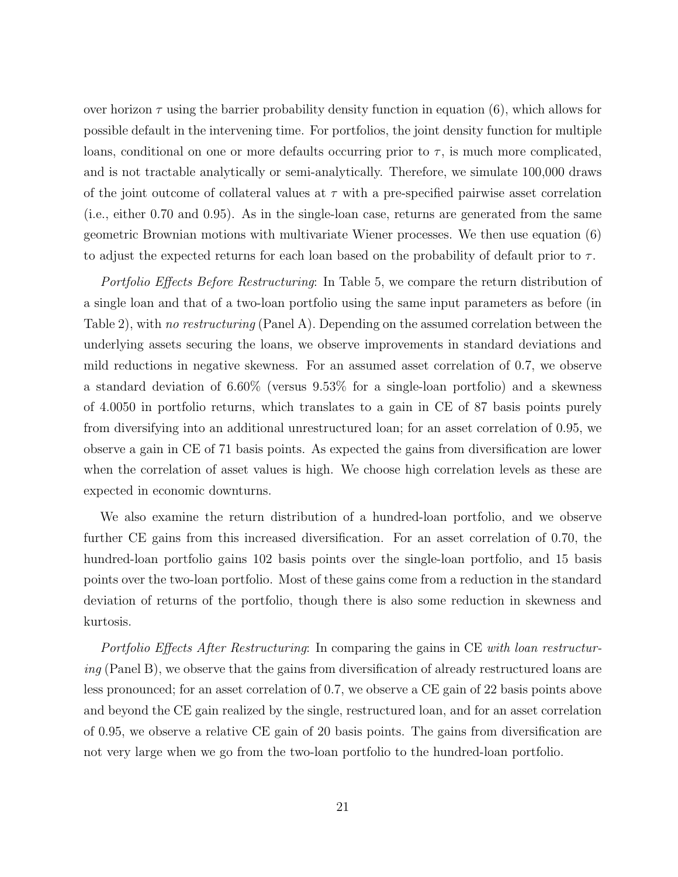over horizon $\tau$ using the barrier probability density function in equation (6), which allows for possible default in the intervening time. For portfolios, the joint density function for multiple loans, conditional on one or more defaults occurring prior to $\tau$, is much more complicated, and is not tractable analytically or semi-analytically. Therefore, we simulate 100,000 draws of the joint outcome of collateral values at $\tau$ with a pre-specified pairwise asset correlation (i.e., either 0.70 and 0.95). As in the single-loan case, returns are generated from the same geometric Brownian motions with multivariate Wiener processes. We then use equation (6) to adjust the expected returns for each loan based on the probability of default prior to $\tau$.

*Portfolio Effects Before Restructuring*: In Table 5, we compare the return distribution of a single loan and that of a two-loan portfolio using the same input parameters as before (in Table 2), with *no restructuring* (Panel A). Depending on the assumed correlation between the underlying assets securing the loans, we observe improvements in standard deviations and mild reductions in negative skewness. For an assumed asset correlation of 0.7, we observe a standard deviation of 6.60% (versus 9.53% for a single-loan portfolio) and a skewness of 4.0050 in portfolio returns, which translates to a gain in CE of 87 basis points purely from diversifying into an additional unrestructured loan; for an asset correlation of 0.95, we observe a gain in CE of 71 basis points. As expected the gains from diversification are lower when the correlation of asset values is high. We choose high correlation levels as these are expected in economic downturns.

We also examine the return distribution of a hundred-loan portfolio, and we observe further CE gains from this increased diversification. For an asset correlation of 0.70, the hundred-loan portfolio gains 102 basis points over the single-loan portfolio, and 15 basis points over the two-loan portfolio. Most of these gains come from a reduction in the standard deviation of returns of the portfolio, though there is also some reduction in skewness and kurtosis.

*Portfolio Effects After Restructuring*: In comparing the gains in CE *with loan restructuring* (Panel B), we observe that the gains from diversification of already restructured loans are less pronounced; for an asset correlation of 0.7, we observe a CE gain of 22 basis points above and beyond the CE gain realized by the single, restructured loan, and for an asset correlation of 0.95, we observe a relative CE gain of 20 basis points. The gains from diversification are not very large when we go from the two-loan portfolio to the hundred-loan portfolio.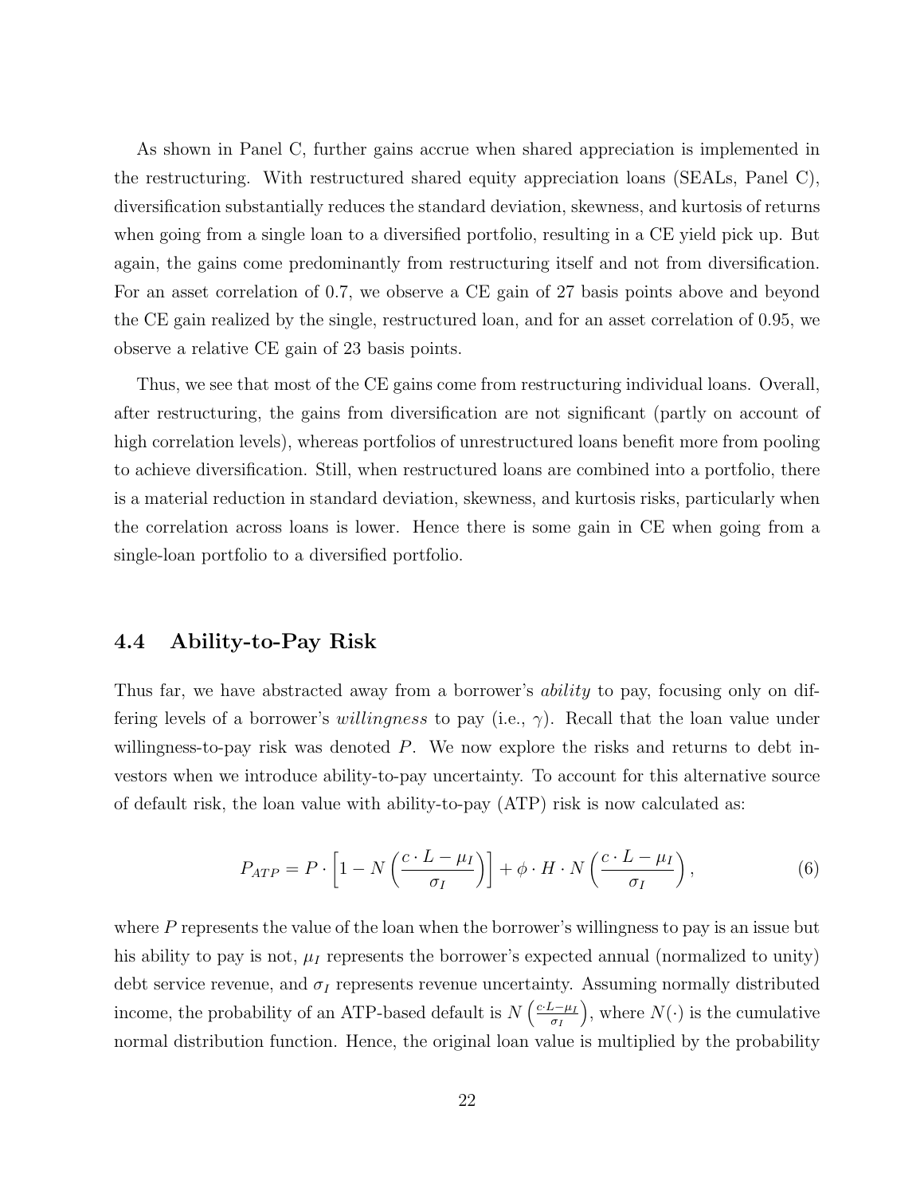As shown in Panel C, further gains accrue when shared appreciation is implemented in the restructuring. With restructured shared equity appreciation loans (SEALs, Panel C), diversification substantially reduces the standard deviation, skewness, and kurtosis of returns when going from a single loan to a diversified portfolio, resulting in a CE yield pick up. But again, the gains come predominantly from restructuring itself and not from diversification. For an asset correlation of 0.7, we observe a CE gain of 27 basis points above and beyond the CE gain realized by the single, restructured loan, and for an asset correlation of 0.95, we observe a relative CE gain of 23 basis points.

Thus, we see that most of the CE gains come from restructuring individual loans. Overall, after restructuring, the gains from diversification are not significant (partly on account of high correlation levels), whereas portfolios of unrestructured loans benefit more from pooling to achieve diversification. Still, when restructured loans are combined into a portfolio, there is a material reduction in standard deviation, skewness, and kurtosis risks, particularly when the correlation across loans is lower. Hence there is some gain in CE when going from a single-loan portfolio to a diversified portfolio.

## 4.4 Ability-to-Pay Risk

Thus far, we have abstracted away from a borrower's *ability* to pay, focusing only on differing levels of a borrower's *willingness* to pay (i.e., $\gamma$). Recall that the loan value under willingness-to-pay risk was denoted $P$. We now explore the risks and returns to debt investors when we introduce ability-to-pay uncertainty. To account for this alternative source of default risk, the loan value with ability-to-pay (ATP) risk is now calculated as:

$$P_{ATP} = P \cdot \left[1 - N\left(\frac{c \cdot L - \mu_I}{\sigma_I}\right)\right] + \phi \cdot H \cdot N\left(\frac{c \cdot L - \mu_I}{\sigma_I}\right), \tag{6}$$

where $P$ represents the value of the loan when the borrower's willingness to pay is an issue but his ability to pay is not, $\mu_I$ represents the borrower's expected annual (normalized to unity) debt service revenue, and $\sigma_I$ represents revenue uncertainty. Assuming normally distributed income, the probability of an ATP-based default is $N\left(\frac{c \cdot L - \mu_I}{\sigma_I}\right)$, where $N(\cdot)$ is the cumulative normal distribution function. Hence, the original loan value is multiplied by the probability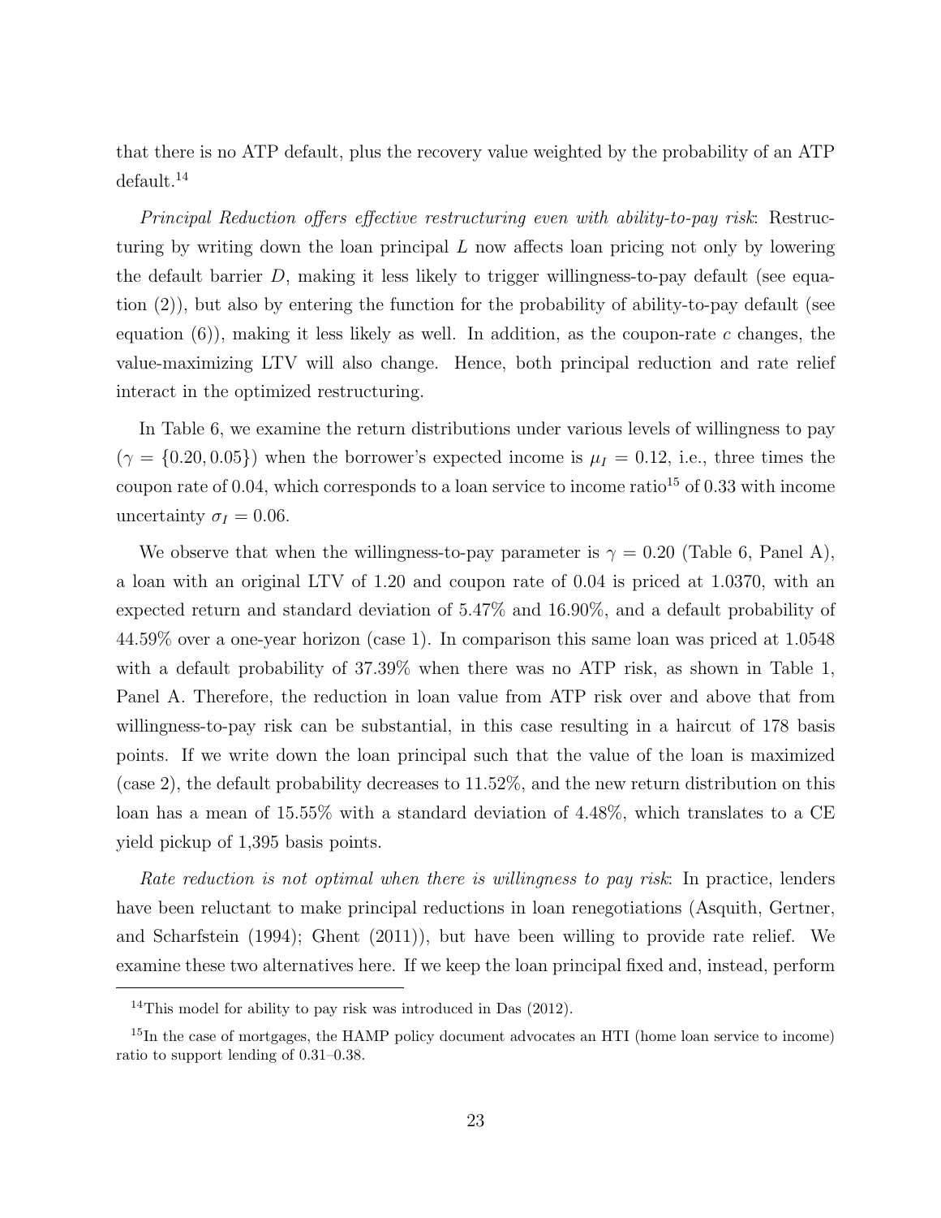that there is no ATP default, plus the recovery value weighted by the probability of an ATP default.[14]

*Principal Reduction offers effective restructuring even with ability-to-pay risk*: Restructuring by writing down the loan principal $L$ now affects loan pricing not only by lowering the default barrier $D$, making it less likely to trigger willingness-to-pay default (see equation (2)), but also by entering the function for the probability of ability-to-pay default (see equation (6)), making it less likely as well. In addition, as the coupon-rate $c$ changes, the value-maximizing LTV will also change. Hence, both principal reduction and rate relief interact in the optimized restructuring.

In Table 6, we examine the return distributions under various levels of willingness to pay ($\gamma = \{0.20, 0.05\}$) when the borrower's expected income is $\mu_I = 0.12$, i.e., three times the coupon rate of 0.04, which corresponds to a loan service to income ratio[15] of 0.33 with income uncertainty $\sigma_I = 0.06$.

We observe that when the willingness-to-pay parameter is $\gamma = 0.20$ (Table 6, Panel A), a loan with an original LTV of 1.20 and coupon rate of 0.04 is priced at 1.0370, with an expected return and standard deviation of 5.47% and 16.90%, and a default probability of 44.59% over a one-year horizon (case 1). In comparison this same loan was priced at 1.0548 with a default probability of 37.39% when there was no ATP risk, as shown in Table 1, Panel A. Therefore, the reduction in loan value from ATP risk over and above that from willingness-to-pay risk can be substantial, in this case resulting in a haircut of 178 basis points. If we write down the loan principal such that the value of the loan is maximized (case 2), the default probability decreases to 11.52%, and the new return distribution on this loan has a mean of 15.55% with a standard deviation of 4.48%, which translates to a CE yield pickup of 1,395 basis points.

*Rate reduction is not optimal when there is willingness to pay risk*: In practice, lenders have been reluctant to make principal reductions in loan renegotiations (Asquith, Gertner, and Scharfstein (1994); Ghent (2011)), but have been willing to provide rate relief. We examine these two alternatives here. If we keep the loan principal fixed and, instead, perform

[14]This model for ability to pay risk was introduced in Das (2012).

[15]In the case of mortgages, the HAMP policy document advocates an HTI (home loan service to income) ratio to support lending of 0.31–0.38.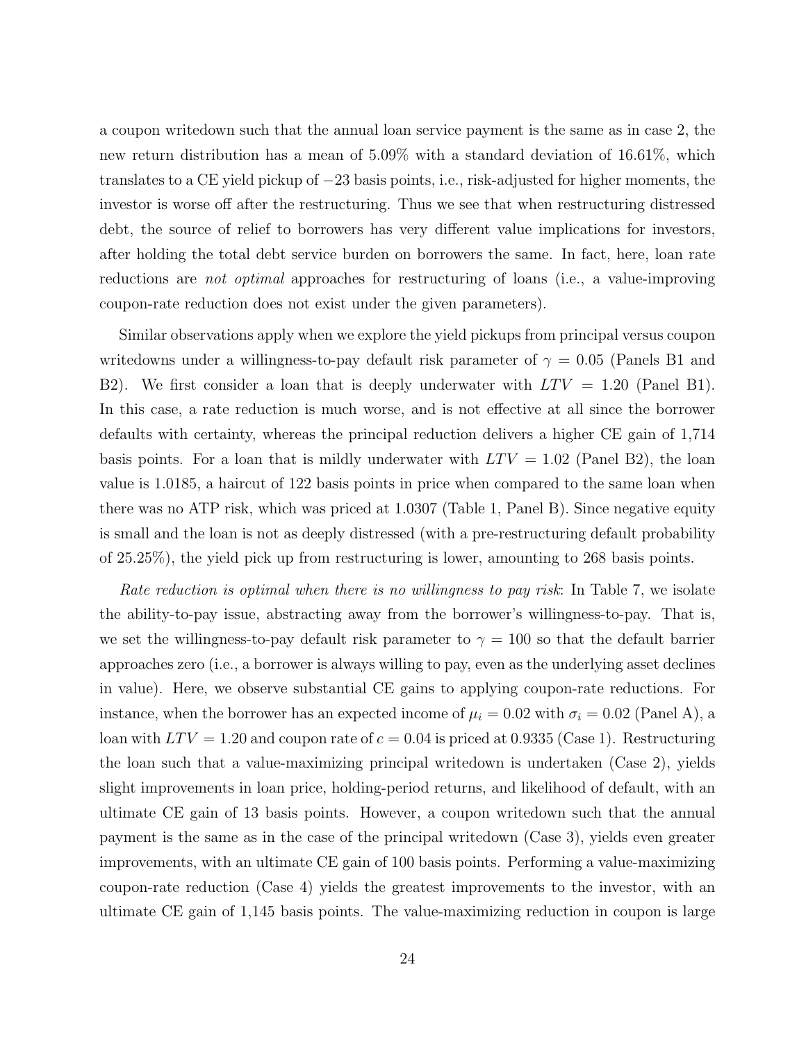a coupon writedown such that the annual loan service payment is the same as in case 2, the new return distribution has a mean of 5.09% with a standard deviation of 16.61%, which translates to a CE yield pickup of −23 basis points, i.e., risk-adjusted for higher moments, the investor is worse off after the restructuring. Thus we see that when restructuring distressed debt, the source of relief to borrowers has very different value implications for investors, after holding the total debt service burden on borrowers the same. In fact, here, loan rate reductions are *not optimal* approaches for restructuring of loans (i.e., a value-improving coupon-rate reduction does not exist under the given parameters).

Similar observations apply when we explore the yield pickups from principal versus coupon writedowns under a willingness-to-pay default risk parameter of $\gamma = 0.05$ (Panels B1 and B2). We first consider a loan that is deeply underwater with $LTV = 1.20$ (Panel B1). In this case, a rate reduction is much worse, and is not effective at all since the borrower defaults with certainty, whereas the principal reduction delivers a higher CE gain of 1,714 basis points. For a loan that is mildly underwater with $LTV = 1.02$ (Panel B2), the loan value is 1.0185, a haircut of 122 basis points in price when compared to the same loan when there was no ATP risk, which was priced at 1.0307 (Table 1, Panel B). Since negative equity is small and the loan is not as deeply distressed (with a pre-restructuring default probability of 25.25%), the yield pick up from restructuring is lower, amounting to 268 basis points.

*Rate reduction is optimal when there is no willingness to pay risk*: In Table 7, we isolate the ability-to-pay issue, abstracting away from the borrower's willingness-to-pay. That is, we set the willingness-to-pay default risk parameter to $\gamma = 100$ so that the default barrier approaches zero (i.e., a borrower is always willing to pay, even as the underlying asset declines in value). Here, we observe substantial CE gains to applying coupon-rate reductions. For instance, when the borrower has an expected income of $\mu_i = 0.02$ with $\sigma_i = 0.02$ (Panel A), a loan with $LTV = 1.20$ and coupon rate of $c = 0.04$ is priced at 0.9335 (Case 1). Restructuring the loan such that a value-maximizing principal writedown is undertaken (Case 2), yields slight improvements in loan price, holding-period returns, and likelihood of default, with an ultimate CE gain of 13 basis points. However, a coupon writedown such that the annual payment is the same as in the case of the principal writedown (Case 3), yields even greater improvements, with an ultimate CE gain of 100 basis points. Performing a value-maximizing coupon-rate reduction (Case 4) yields the greatest improvements to the investor, with an ultimate CE gain of 1,145 basis points. The value-maximizing reduction in coupon is large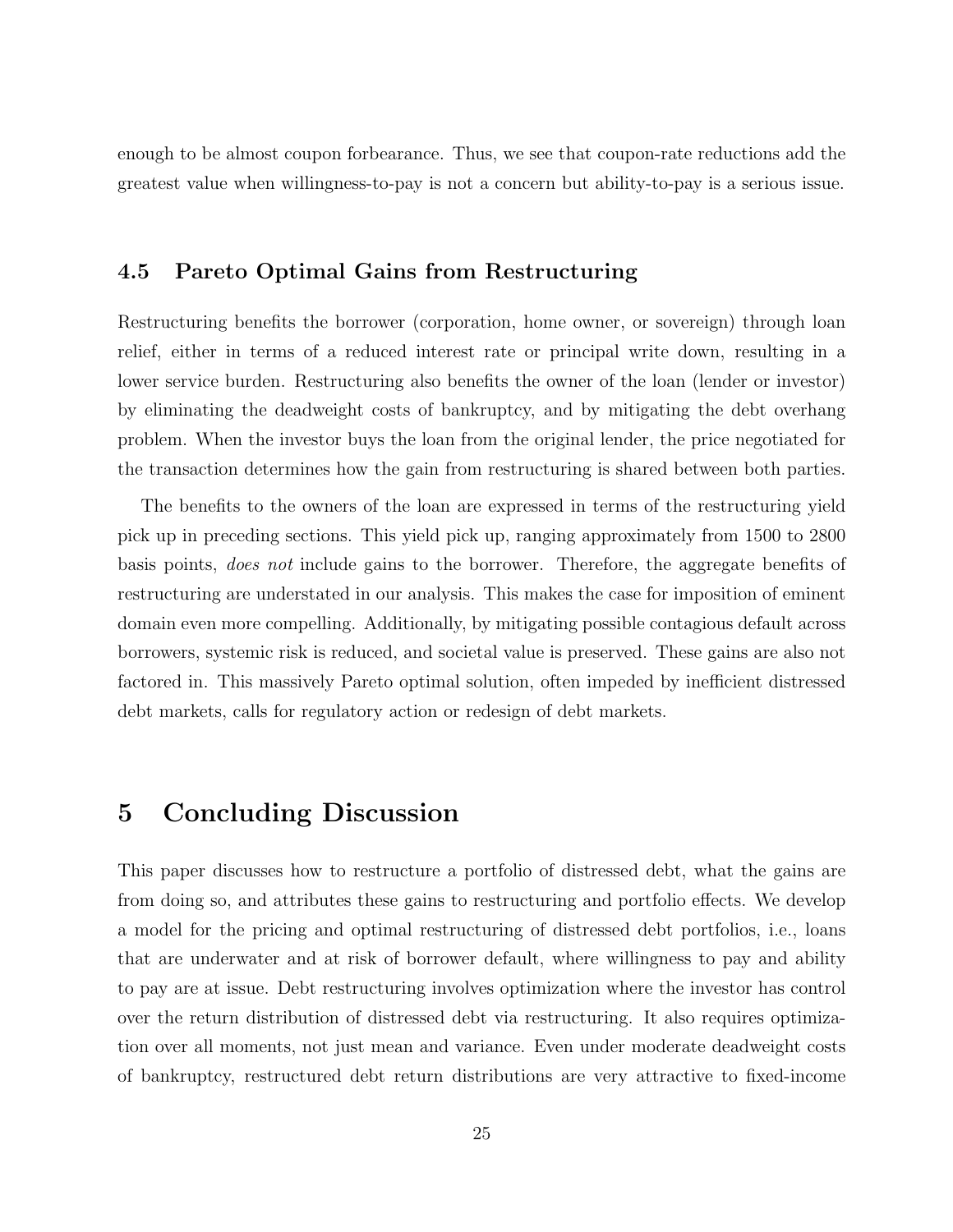enough to be almost coupon forbearance. Thus, we see that coupon-rate reductions add the greatest value when willingness-to-pay is not a concern but ability-to-pay is a serious issue.

### 4.5 Pareto Optimal Gains from Restructuring

Restructuring benefits the borrower (corporation, home owner, or sovereign) through loan relief, either in terms of a reduced interest rate or principal write down, resulting in a lower service burden. Restructuring also benefits the owner of the loan (lender or investor) by eliminating the deadweight costs of bankruptcy, and by mitigating the debt overhang problem. When the investor buys the loan from the original lender, the price negotiated for the transaction determines how the gain from restructuring is shared between both parties.

The benefits to the owners of the loan are expressed in terms of the restructuring yield pick up in preceding sections. This yield pick up, ranging approximately from 1500 to 2800 basis points, *does not* include gains to the borrower. Therefore, the aggregate benefits of restructuring are understated in our analysis. This makes the case for imposition of eminent domain even more compelling. Additionally, by mitigating possible contagious default across borrowers, systemic risk is reduced, and societal value is preserved. These gains are also not factored in. This massively Pareto optimal solution, often impeded by inefficient distressed debt markets, calls for regulatory action or redesign of debt markets.

## 5 Concluding Discussion

This paper discusses how to restructure a portfolio of distressed debt, what the gains are from doing so, and attributes these gains to restructuring and portfolio effects. We develop a model for the pricing and optimal restructuring of distressed debt portfolios, i.e., loans that are underwater and at risk of borrower default, where willingness to pay and ability to pay are at issue. Debt restructuring involves optimization where the investor has control over the return distribution of distressed debt via restructuring. It also requires optimization over all moments, not just mean and variance. Even under moderate deadweight costs of bankruptcy, restructured debt return distributions are very attractive to fixed-income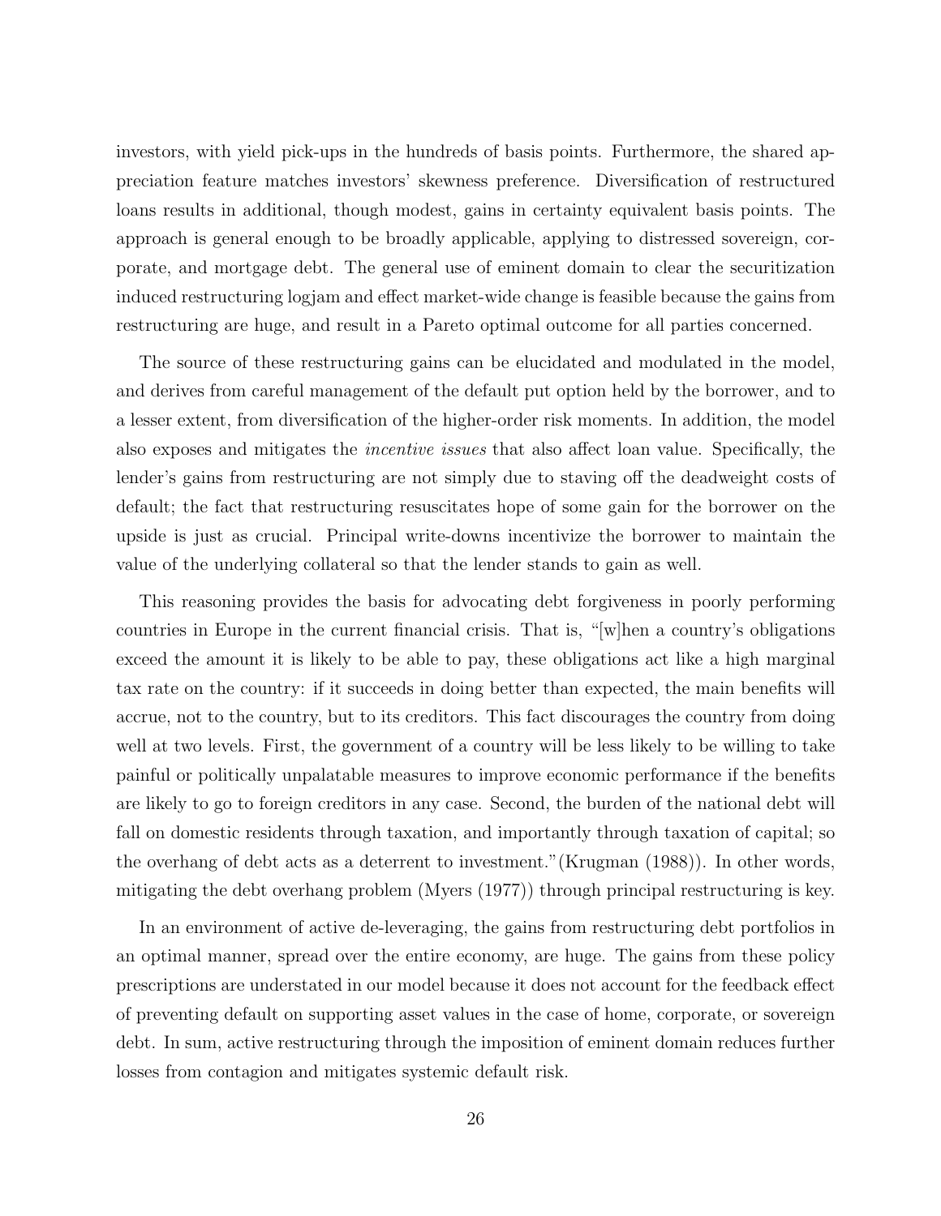investors, with yield pick-ups in the hundreds of basis points. Furthermore, the shared appreciation feature matches investors' skewness preference. Diversification of restructured loans results in additional, though modest, gains in certainty equivalent basis points. The approach is general enough to be broadly applicable, applying to distressed sovereign, corporate, and mortgage debt. The general use of eminent domain to clear the securitization induced restructuring logjam and effect market-wide change is feasible because the gains from restructuring are huge, and result in a Pareto optimal outcome for all parties concerned.

The source of these restructuring gains can be elucidated and modulated in the model, and derives from careful management of the default put option held by the borrower, and to a lesser extent, from diversification of the higher-order risk moments. In addition, the model also exposes and mitigates the *incentive issues* that also affect loan value. Specifically, the lender's gains from restructuring are not simply due to staving off the deadweight costs of default; the fact that restructuring resuscitates hope of some gain for the borrower on the upside is just as crucial. Principal write-downs incentivize the borrower to maintain the value of the underlying collateral so that the lender stands to gain as well.

This reasoning provides the basis for advocating debt forgiveness in poorly performing countries in Europe in the current financial crisis. That is, "[w]hen a country's obligations exceed the amount it is likely to be able to pay, these obligations act like a high marginal tax rate on the country: if it succeeds in doing better than expected, the main benefits will accrue, not to the country, but to its creditors. This fact discourages the country from doing well at two levels. First, the government of a country will be less likely to be willing to take painful or politically unpalatable measures to improve economic performance if the benefits are likely to go to foreign creditors in any case. Second, the burden of the national debt will fall on domestic residents through taxation, and importantly through taxation of capital; so the overhang of debt acts as a deterrent to investment."(Krugman (1988)). In other words, mitigating the debt overhang problem (Myers (1977)) through principal restructuring is key.

In an environment of active de-leveraging, the gains from restructuring debt portfolios in an optimal manner, spread over the entire economy, are huge. The gains from these policy prescriptions are understated in our model because it does not account for the feedback effect of preventing default on supporting asset values in the case of home, corporate, or sovereign debt. In sum, active restructuring through the imposition of eminent domain reduces further losses from contagion and mitigates systemic default risk.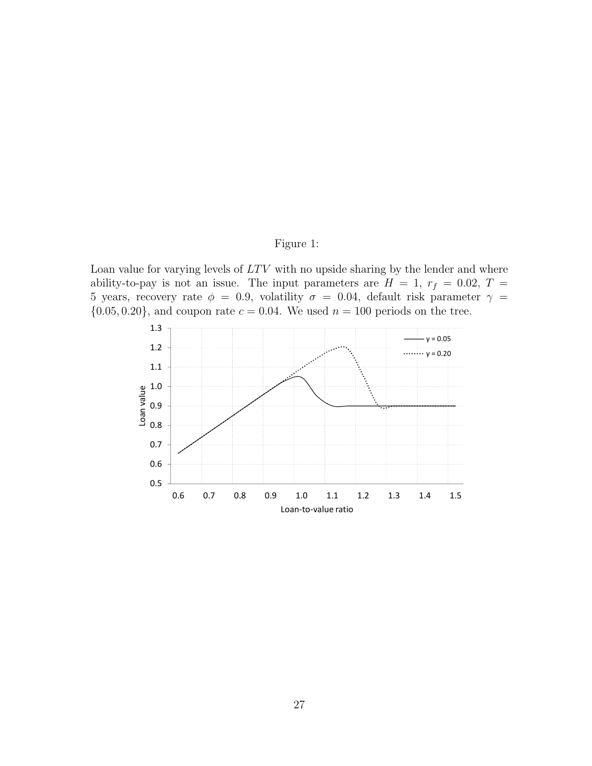Figure 1:

Loan value for varying levels of $LTV$ with no upside sharing by the lender and where ability-to-pay is not an issue. The input parameters are $H = 1$, $r_f = 0.02$, $T = 5$ years, recovery rate $\phi = 0.9$, volatility $\sigma = 0.04$, default risk parameter $\gamma = \{0.05, 0.20\}$, and coupon rate $c = 0.04$. We used $n = 100$ periods on the tree.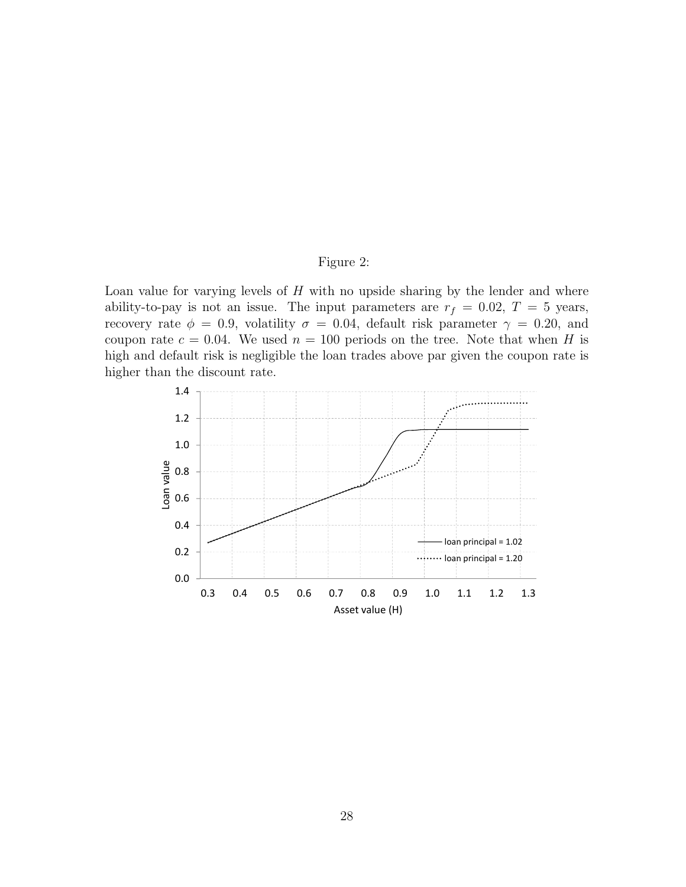Figure 2:

Loan value for varying levels of $H$ with no upside sharing by the lender and where ability-to-pay is not an issue. The input parameters are $r_f = 0.02$, $T = 5$ years, recovery rate $\phi = 0.9$, volatility $\sigma = 0.04$, default risk parameter $\gamma = 0.20$, and coupon rate $c = 0.04$. We used $n = 100$ periods on the tree. Note that when $H$ is high and default risk is negligible the loan trades above par given the coupon rate is higher than the discount rate.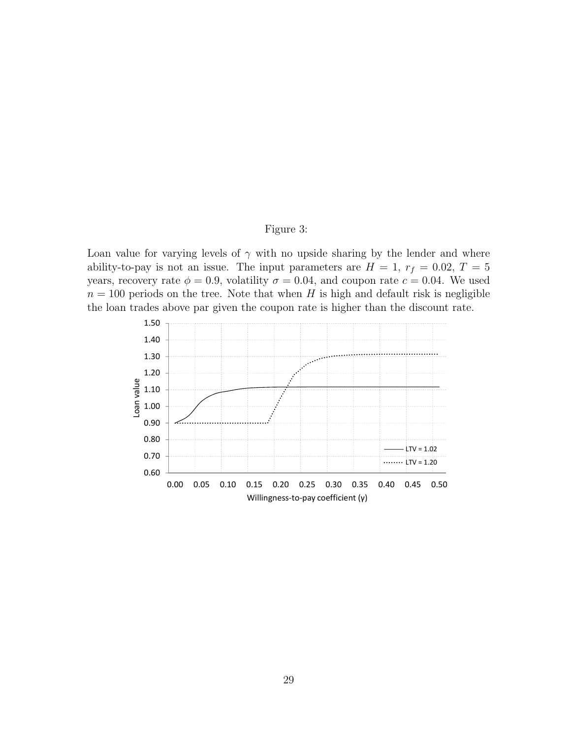Figure 3:

Loan value for varying levels of $\gamma$ with no upside sharing by the lender and where ability-to-pay is not an issue. The input parameters are $H = 1$, $r_f = 0.02$, $T = 5$ years, recovery rate $\phi = 0.9$, volatility $\sigma = 0.04$, and coupon rate $c = 0.04$. We used $n = 100$ periods on the tree. Note that when $H$ is high and default risk is negligible the loan trades above par given the coupon rate is higher than the discount rate.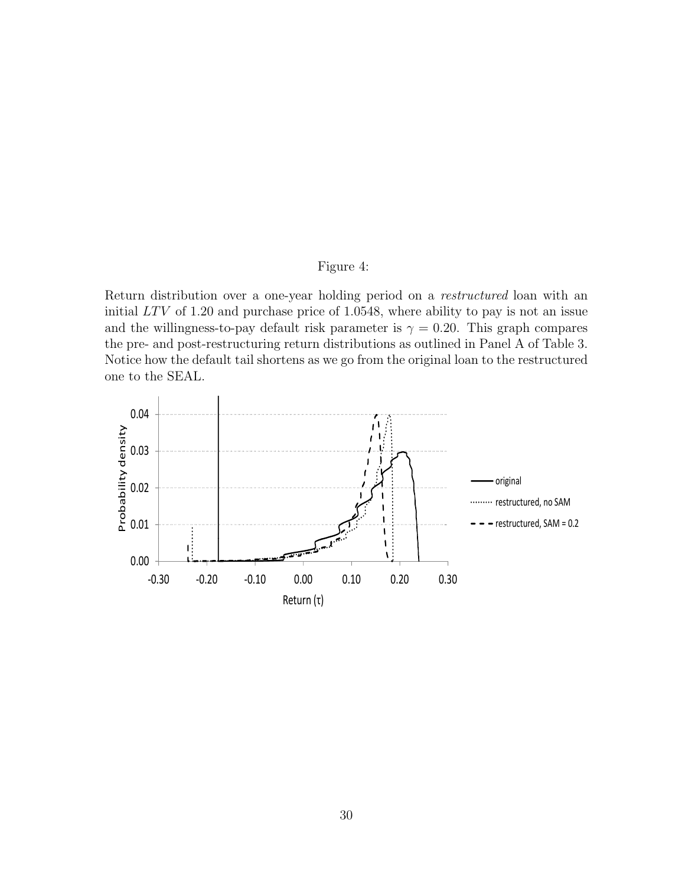Figure 4:

Return distribution over a one-year holding period on a *restructured* loan with an initial $LTV$ of 1.20 and purchase price of 1.0548, where ability to pay is not an issue and the willingness-to-pay default risk parameter is $\gamma = 0.20$. This graph compares the pre- and post-restructuring return distributions as outlined in Panel A of Table 3. Notice how the default tail shortens as we go from the original loan to the restructured one to the SEAL.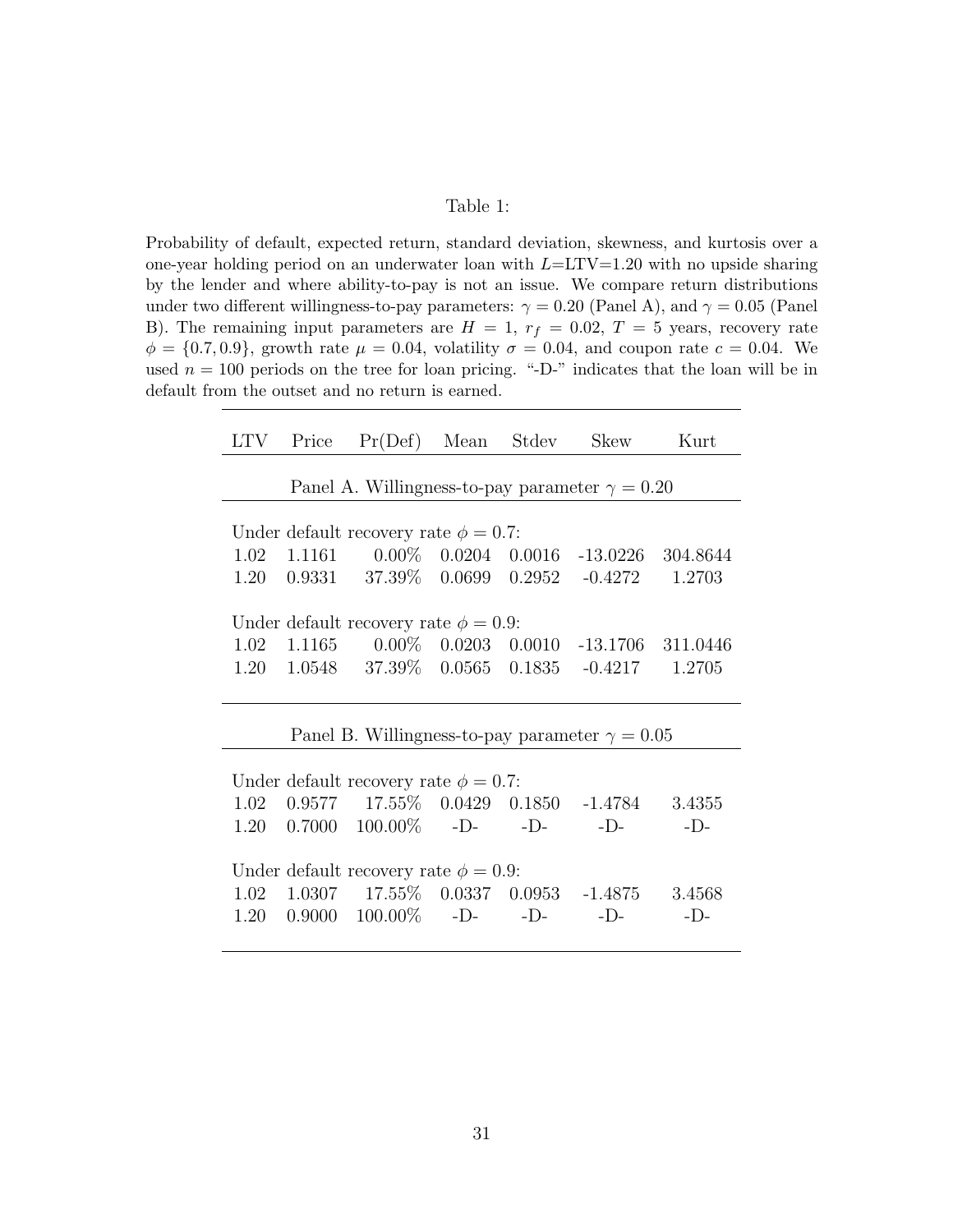Table 1:

Probability of default, expected return, standard deviation, skewness, and kurtosis over a one-year holding period on an underwater loan with $L$=LTV=1.20 with no upside sharing by the lender and where ability-to-pay is not an issue. We compare return distributions under two different willingness-to-pay parameters: $\gamma = 0.20$ (Panel A), and $\gamma = 0.05$ (Panel B). The remaining input parameters are $H = 1$, $r_f = 0.02$, $T = 5$ years, recovery rate $\phi = \{0.7, 0.9\}$, growth rate $\mu = 0.04$, volatility $\sigma = 0.04$, and coupon rate $c = 0.04$. We used $n = 100$ periods on the tree for loan pricing. "-D-" indicates that the loan will be in default from the outset and no return is earned.

| LTV | Price | Pr(Def) | Mean | Stdev | Skew | Kurt |
|---|---|---|---|---|---|---|
| Panel A. Willingness-to-pay parameter $\gamma = 0.20$ | | | | | | |
| Under default recovery rate $\phi = 0.7$: | | | | | | |
| 1.02 | 1.1161 | 0.00% | 0.0204 | 0.0016 | -13.0226 | 304.8644 |
| 1.20 | 0.9331 | 37.39% | 0.0699 | 0.2952 | -0.4272 | 1.2703 |
| Under default recovery rate $\phi = 0.9$: | | | | | | |
| 1.02 | 1.1165 | 0.00% | 0.0203 | 0.0010 | -13.1706 | 311.0446 |
| 1.20 | 1.0548 | 37.39% | 0.0565 | 0.1835 | -0.4217 | 1.2705 |
| Panel B. Willingness-to-pay parameter $\gamma = 0.05$ | | | | | | |
| Under default recovery rate $\phi = 0.7$: | | | | | | |
| 1.02 | 0.9577 | 17.55% | 0.0429 | 0.1850 | -1.4784 | 3.4355 |
| 1.20 | 0.7000 | 100.00% | -D- | -D- | -D- | -D- |
| Under default recovery rate $\phi = 0.9$: | | | | | | |
| 1.02 | 1.0307 | 17.55% | 0.0337 | 0.0953 | -1.4875 | 3.4568 |
| 1.20 | 0.9000 | 100.00% | -D- | -D- | -D- | -D- |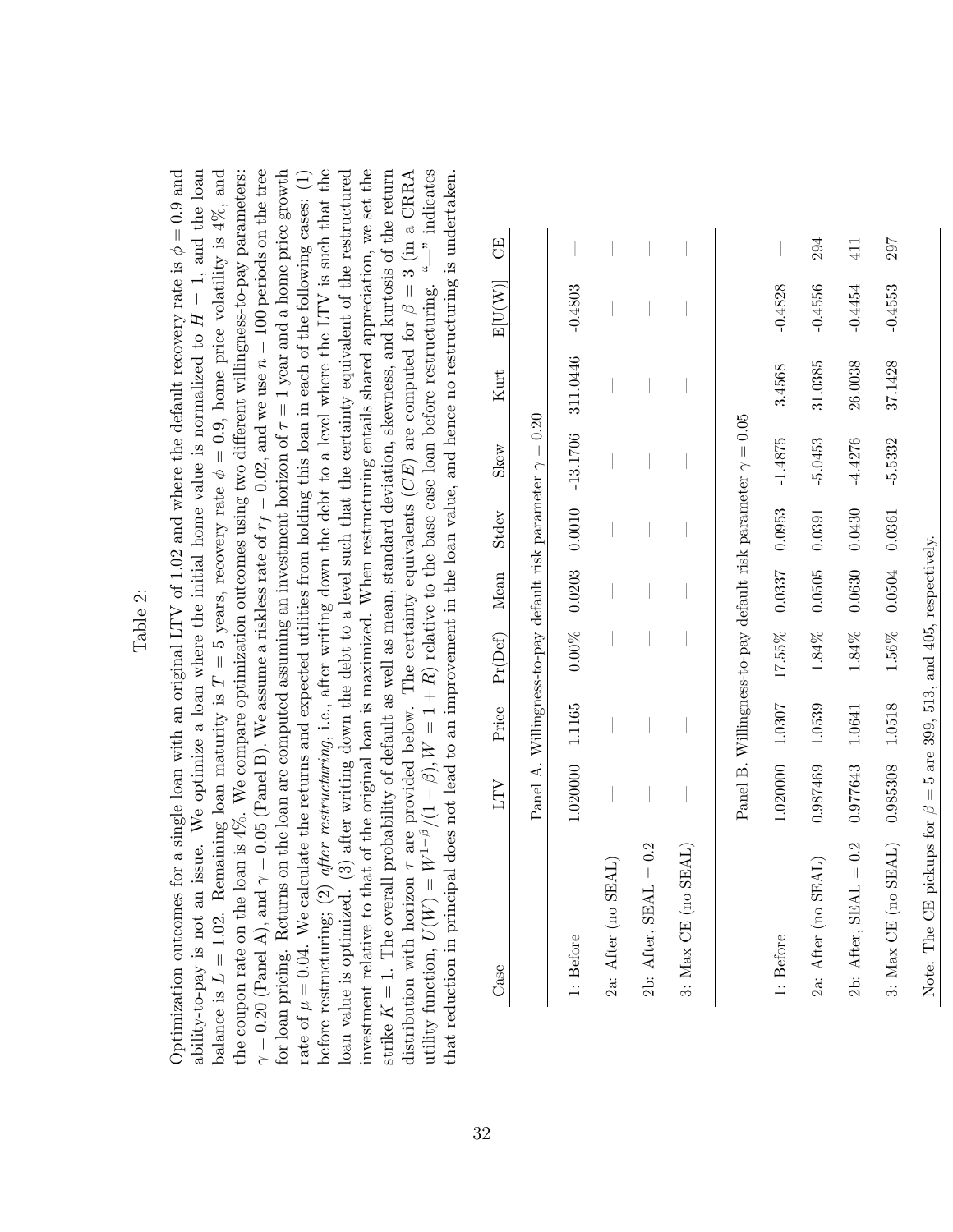Table 2:

Optimization outcomes for a single loan with an original LTV of 1.02 and where the default recovery rate is $\phi = 0.9$ and ability-to-pay is not an issue. We optimize a loan where the initial home value is normalized to $H = 1$, and the loan balance is $L = 1.02$. Remaining loan maturity is $T = 5$ years, recovery rate $\phi = 0.9$, home price volatility is 4%, and the coupon rate on the loan is 4%. We compare optimization outcomes using two different willingness-to-pay parameters: $\gamma = 0.20$ (Panel A), and $\gamma = 0.05$ (Panel B). We assume a riskless rate of $r_f = 0.02$, and we use $n = 100$ periods on the tree for loan pricing. Returns on the loan are computed assuming an investment horizon of $\tau = 1$ year and a home price growth rate of $\mu = 0.04$. We calculate the returns and expected utilities from holding this loan in each of the following cases: (1) before restructuring; (2) *after restructuring*, i.e., after writing down the debt to a level where the LTV is such that the loan value is optimized. (3) after writing down the debt to a level such that the certainty equivalent of the restructured investment relative to that of the original loan is maximized. When restructuring entails shared appreciation, we set the strike $K = 1$. The overall probability of default as well as mean, standard deviation, skewness, and kurtosis of the return distribution with horizon $\tau$ are provided below. The certainty equivalents ($CE$) are computed for $\beta = 3$ (in a CRRA utility function, $U(W) = W^{1-\beta}/(1-\beta), W = 1 + R$) relative to the base case loan before restructuring. "—" indicates that reduction in principal does not lead to an improvement in the loan value, and hence no restructuring is undertaken.

| Case | LTV | Price | Pr(Def) | Mean | Stdev | Skew | Kurt | E[U(W)] | CE |
|---|---|---|---|---|---|---|---|---|---|
| Panel A. Willingness-to-pay default risk parameter $\gamma = 0.20$ | | | | | | | | | |
| 1: Before | 1.020000 | 1.1165 | 0.00% | 0.0203 | 0.0010 | -13.1706 | 311.0446 | -0.4803 | — |
| 2a: After (no SEAL) | — | — | — | — | — | — | — | — | — |
| 2b: After, SEAL = 0.2 | — | — | — | — | — | — | — | — | — |
| 3: Max CE (no SEAL) | — | — | — | — | — | — | — | — | — |
| Panel B. Willingness-to-pay default risk parameter $\gamma = 0.05$ | | | | | | | | | |
| 1: Before | 1.020000 | 1.0307 | 17.55% | 0.0337 | 0.0953 | -1.4875 | 3.4568 | -0.4828 | — |
| 2a: After (no SEAL) | 0.987469 | 1.0539 | 1.84% | 0.0505 | 0.0391 | -5.0453 | 31.0385 | -0.4556 | 294 |
| 2b: After, SEAL = 0.2 | 0.977643 | 1.0641 | 1.84% | 0.0630 | 0.0430 | -4.4276 | 26.0038 | -0.4454 | 411 |
| 3: Max CE (no SEAL) | 0.985308 | 1.0518 | 1.56% | 0.0504 | 0.0361 | -5.5332 | 37.1428 | -0.4553 | 297 |

Note: The CE pickups for $\beta = 5$ are 399, 513, and 405, respectively.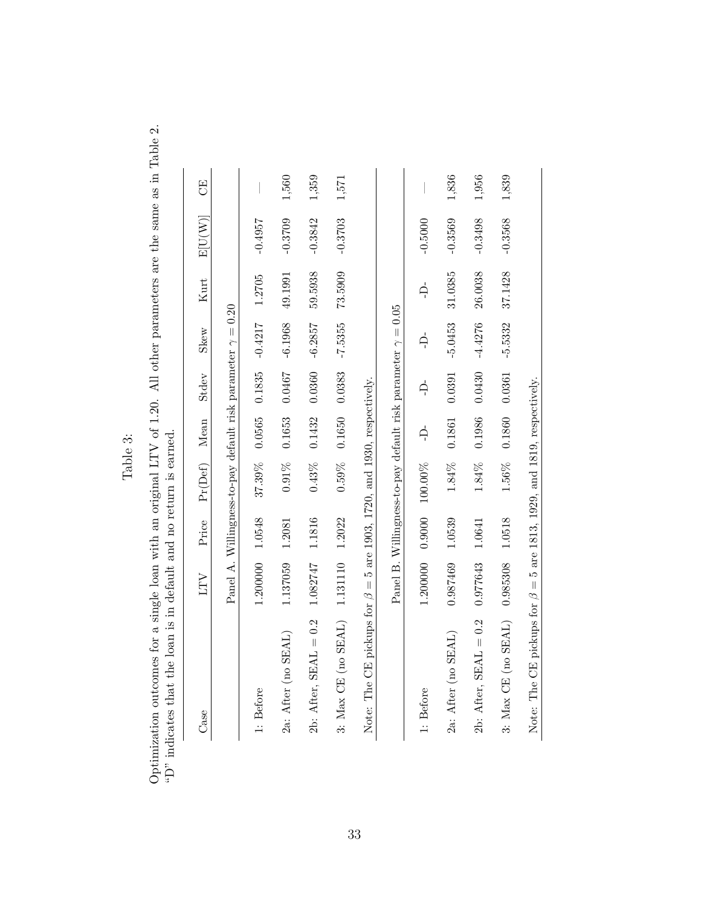Table 3:

Optimization outcomes for a single loan with an original LTV of 1.20. All other parameters are the same as in Table 2. "D" indicates that the loan is in default and no return is earned.

| Case | LTV | Price | Pr(Def) | Mean | Stdev | Skew | Kurt | E[U(W)] | CE |
|---|---|---|---|---|---|---|---|---|---|
| | Panel A. Willingness-to-pay default risk parameter $\gamma = 0.20$ | | | | | | | | |
| 1: Before | 1.200000 | 1.0548 | 37.39% | 0.0565 | 0.1835 | -0.4217 | 1.2705 | -0.4957 | — |
| 2a: After (no SEAL) | 1.137059 | 1.2081 | 0.91% | 0.1653 | 0.0467 | -6.1968 | 49.1991 | -0.3709 | 1,560 |
| 2b: After, SEAL = 0.2 | 1.082747 | 1.1816 | 0.43% | 0.1432 | 0.0360 | -6.2857 | 59.5938 | -0.3842 | 1,359 |
| 3: Max CE (no SEAL) | 1.131110 | 1.2022 | 0.59% | 0.1650 | 0.0383 | -7.5355 | 73.5909 | -0.3703 | 1,571 |
| Note: The CE pickups for $\beta = 5$ are 1903, 1720, and 1930, respectively. | | | | | | | | | |
| | Panel B. Willingness-to-pay default risk parameter $\gamma = 0.05$ | | | | | | | | |
| 1: Before | 1.200000 | 0.9000 | 100.00% | -D- | -D- | -D- | -D- | -0.5000 | — |
| 2a: After (no SEAL) | 0.987469 | 1.0539 | 1.84% | 0.1861 | 0.0391 | -5.0453 | 31.0385 | -0.3569 | 1,836 |
| 2b: After, SEAL = 0.2 | 0.977643 | 1.0641 | 1.84% | 0.1986 | 0.0430 | -4.4276 | 26.0038 | -0.3498 | 1,956 |
| 3: Max CE (no SEAL) | 0.985308 | 1.0518 | 1.56% | 0.1860 | 0.0361 | -5.5332 | 37.1428 | -0.3568 | 1,839 |
| Note: The CE pickups for $\beta = 5$ are 1813, 1929, and 1819, respectively. | | | | | | | | | |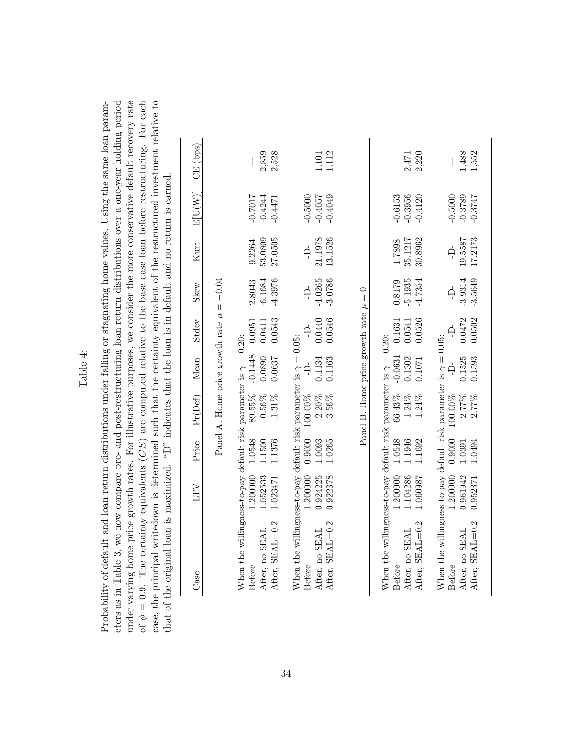# Table 4:

Probability of default and loan return distributions under falling or stagnating home values. Using the same loan parameters as in Table 3, we now compare pre- and post-restructuring loan return distributions over a one-year holding period under varying home price growth rates. For illustrative purposes, we consider the more conservative default recovery rate of $\phi = 0.9$. The certainty equivalents ($CE$) are computed relative to the base case loan before restructuring. For each case, the principal writedown is determined such that the certainty equivalent of the restructured investment relative to that of the original loan is maximized. "D" indicates that the loan is in default and no return is earned.

| Case | LTV | Price | Pr(Def) | Mean | Stdev | Skew | Kurt | E[U(W)] | CE (bps) |
|---|---|---|---|---|---|---|---|---|---|
| Panel A. Home price growth rate $\mu = -0.04$ | | | | | | | | | |
| When the willingness-to-pay default risk parameter is $\gamma = 0.20$: | | | | | | | | | |
| Before | 1.200000 | 1.0548 | 89.55% | -0.1448 | 0.0951 | 2.8043 | 9.2264 | -0.7017 | — |
| After, no SEAL | 1.052533 | 1.1500 | 0.56% | 0.0890 | 0.0411 | -6.1684 | 53.0809 | -0.4244 | 2,859 |
| After, SEAL=0.2 | 1.023471 | 1.1376 | 1.31% | 0.0637 | 0.0543 | -4.3976 | 27.0505 | -0.4471 | 2,528 |
| When the willingness-to-pay default risk parameter is $\gamma = 0.05$: | | | | | | | | | |
| Before | 1.200000 | 0.9000 | 100.00% | -D- | -D- | -D- | -D- | -0.5000 | — |
| After, no SEAL | 0.924225 | 1.0093 | 2.20% | 0.1134 | 0.0440 | -4.0265 | 21.1978 | -0.4057 | 1,101 |
| After, SEAL=0.2 | 0.922378 | 1.0265 | 3.56% | 0.1163 | 0.0546 | -3.0786 | 13.1526 | -0.4049 | 1,112 |
| Panel B. Home price growth rate $\mu = 0$ | | | | | | | | | |
| When the willingness-to-pay default risk parameter is $\gamma = 0.20$: | | | | | | | | | |
| Before | 1.200000 | 1.0548 | 66.43% | -0.0631 | 0.1631 | 0.8179 | 1.7898 | -0.6153 | — |
| After, no SEAL | 1.104286 | 1.1946 | 1.24% | 0.1302 | 0.0541 | -5.1935 | 35.1217 | -0.3956 | 2,471 |
| After, SEAL=0.2 | 1.060987 | 1.1692 | 1.24% | 0.1071 | 0.0526 | -4.7354 | 30.8962 | -0.4120 | 2,220 |
| When the willingness-to-pay default risk parameter is $\gamma = 0.05$: | | | | | | | | | |
| Before | 1.200000 | 0.9000 | 100.00% | -D- | -D- | -D- | -D- | -0.5000 | — |
| After, no SEAL | 0.961942 | 1.0391 | 2.77% | 0.1525 | 0.0472 | -3.9314 | 19.5587 | -0.3789 | 1,488 |
| After, SEAL=0.2 | 0.952371 | 1.0494 | 2.77% | 0.1593 | 0.0502 | -3.5649 | 17.2173 | -0.3747 | 1,552 |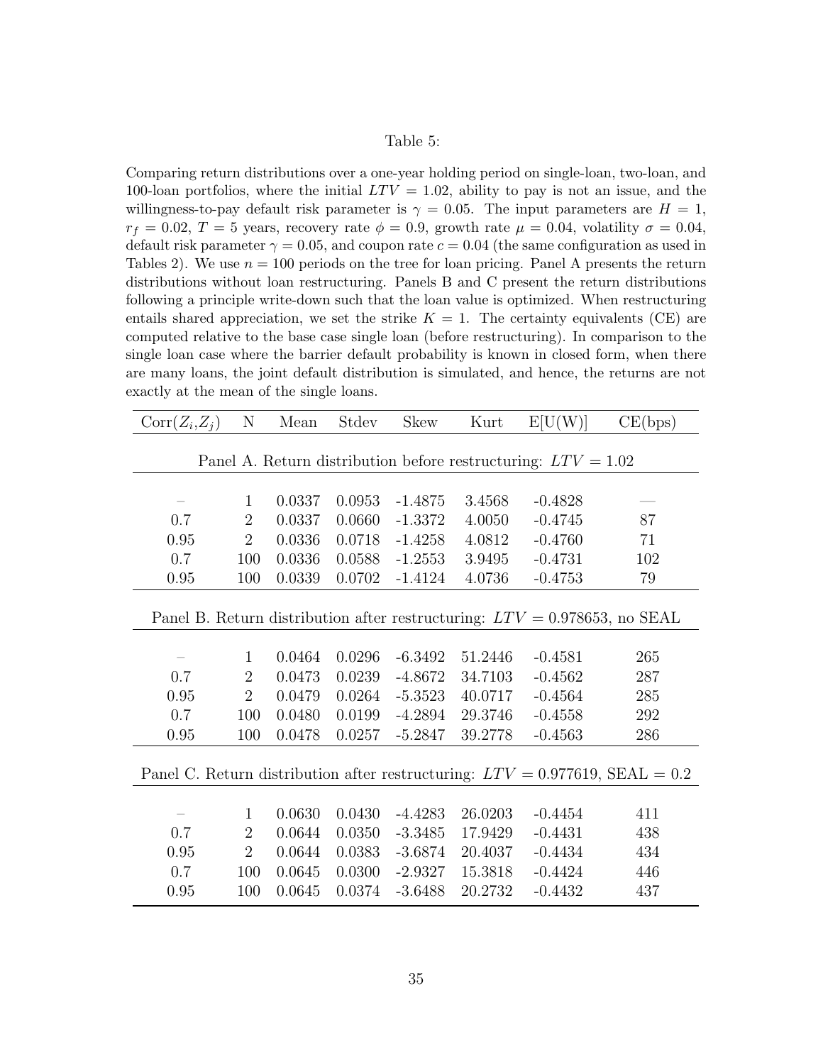Table 5:

Comparing return distributions over a one-year holding period on single-loan, two-loan, and 100-loan portfolios, where the initial $LTV = 1.02$, ability to pay is not an issue, and the willingness-to-pay default risk parameter is $\gamma = 0.05$. The input parameters are $H = 1$, $r_f = 0.02$, $T = 5$ years, recovery rate $\phi = 0.9$, growth rate $\mu = 0.04$, volatility $\sigma = 0.04$, default risk parameter $\gamma = 0.05$, and coupon rate $c = 0.04$ (the same configuration as used in Tables 2). We use $n = 100$ periods on the tree for loan pricing. Panel A presents the return distributions without loan restructuring. Panels B and C present the return distributions following a principle write-down such that the loan value is optimized. When restructuring entails shared appreciation, we set the strike $K = 1$. The certainty equivalents (CE) are computed relative to the base case single loan (before restructuring). In comparison to the single loan case where the barrier default probability is known in closed form, when there are many loans, the joint default distribution is simulated, and hence, the returns are not exactly at the mean of the single loans.

| Corr($Z_i$,$Z_j$) | N | Mean | Stdev | Skew | Kurt | E[U(W)] | CE(bps) |
|---|---|---|---|---|---|---|---|
| Panel A. Return distribution before restructuring: $LTV = 1.02$ | | | | | | | |
| – | 1 | 0.0337 | 0.0953 | -1.4875 | 3.4568 | -0.4828 | — |
| 0.7 | 2 | 0.0337 | 0.0660 | -1.3372 | 4.0050 | -0.4745 | 87 |
| 0.95 | 2 | 0.0336 | 0.0718 | -1.4258 | 4.0812 | -0.4760 | 71 |
| 0.7 | 100 | 0.0336 | 0.0588 | -1.2553 | 3.9495 | -0.4731 | 102 |
| 0.95 | 100 | 0.0339 | 0.0702 | -1.4124 | 4.0736 | -0.4753 | 79 |
| Panel B. Return distribution after restructuring: $LTV = 0.978653$, no SEAL | | | | | | | |
| – | 1 | 0.0464 | 0.0296 | -6.3492 | 51.2446 | -0.4581 | 265 |
| 0.7 | 2 | 0.0473 | 0.0239 | -4.8672 | 34.7103 | -0.4562 | 287 |
| 0.95 | 2 | 0.0479 | 0.0264 | -5.3523 | 40.0717 | -0.4564 | 285 |
| 0.7 | 100 | 0.0480 | 0.0199 | -4.2894 | 29.3746 | -0.4558 | 292 |
| 0.95 | 100 | 0.0478 | 0.0257 | -5.2847 | 39.2778 | -0.4563 | 286 |
| Panel C. Return distribution after restructuring: $LTV = 0.977619$, SEAL = 0.2 | | | | | | | |
| – | 1 | 0.0630 | 0.0430 | -4.4283 | 26.0203 | -0.4454 | 411 |
| 0.7 | 2 | 0.0644 | 0.0350 | -3.3485 | 17.9429 | -0.4431 | 438 |
| 0.95 | 2 | 0.0644 | 0.0383 | -3.6874 | 20.4037 | -0.4434 | 434 |
| 0.7 | 100 | 0.0645 | 0.0300 | -2.9327 | 15.3818 | -0.4424 | 446 |
| 0.95 | 100 | 0.0645 | 0.0374 | -3.6488 | 20.2732 | -0.4432 | 437 |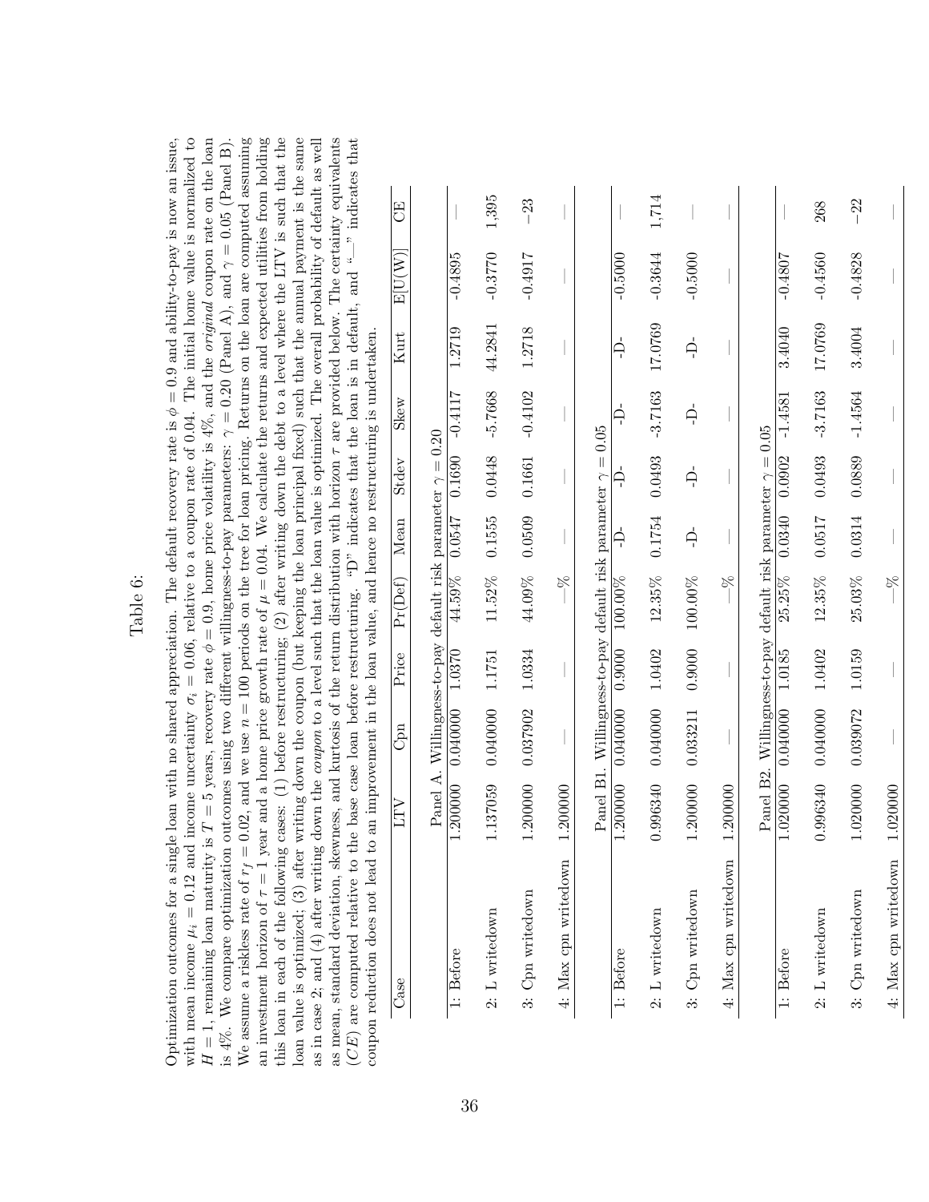# Table 6:

Optimization outcomes for a single loan with no shared appreciation. The default recovery rate is $\phi = 0.9$ and ability-to-pay is now an issue, with mean income $\mu_i = 0.12$ and income uncertainty $\sigma_i = 0.06$, relative to a coupon rate of 0.04. The initial home value is normalized to $H = 1$, remaining loan maturity is $T = 5$ years, recovery rate $\phi = 0.9$, home price volatility is 4%, and the *original* coupon rate on the loan is 4%. We compare optimization outcomes using two different willingness-to-pay parameters: $\gamma = 0.20$ (Panel A), and $\gamma = 0.05$ (Panel B). We assume a riskless rate of $r_f = 0.02$, and we use $n = 100$ periods on the tree for loan pricing. Returns on the loan are computed assuming an investment horizon of $\tau = 1$ year and a home price growth rate of $\mu = 0.04$. We calculate the returns and expected utilities from holding this loan in each of the following cases: (1) before restructuring; (2) after writing down the debt to a level where the LTV is such that the loan value is optimized; (3) after writing down the coupon (but keeping the loan principal fixed) such that the annual payment is the same as in case 2; and (4) after writing down the *coupon* to a level such that the loan value is optimized. The overall probability of default as well as mean, standard deviation, skewness, and kurtosis of the return distribution with horizon $\tau$ are provided below. The certainty equivalents $(CE)$ are computed relative to the base case loan before restructuring. "D" indicates that the loan is in default, and "—" indicates that coupon reduction does not lead to an improvement in the loan value, and hence no restructuring is undertaken.

| Case | LTV | Cpn | Price | Pr(Def) | Mean | Stdev | Skew | Kurt | E[U(W)] | CE |
|---|---|---|---|---|---|---|---|---|---|---|
| Panel A. Willingness-to-pay default risk parameter $\gamma = 0.20$ | | | | | | | | | | |
| 1: Before | 1.200000 | 0.040000 | 1.0370 | 44.59% | 0.0547 | 0.1690 | -0.4117 | 1.2719 | -0.4895 | — |
| 2: L writedown | 1.137059 | 0.040000 | 1.1751 | 11.52% | 0.1555 | 0.0448 | -5.7668 | 44.2841 | -0.3770 | 1,395 |
| 3: Cpn writedown | 1.200000 | 0.037902 | 1.0334 | 44.09% | 0.0509 | 0.1661 | -0.4102 | 1.2718 | -0.4917 | −23 |
| 4: Max cpn writedown | 1.200000 | — | — | —% | — | — | — | — | — | — |
| Panel B1. Willingness-to-pay default risk parameter $\gamma = 0.05$ | | | | | | | | | | |
| 1: Before | 1.200000 | 0.040000 | 0.9000 | 100.00% | -D- | -D- | -D- | -D- | -0.5000 | — |
| 2: L writedown | 0.996340 | 0.040000 | 1.0402 | 12.35% | 0.1754 | 0.0493 | -3.7163 | 17.0769 | -0.3644 | 1,714 |
| 3: Cpn writedown | 1.200000 | 0.033211 | 0.9000 | 100.00% | -D- | -D- | -D- | -D- | -0.5000 | — |
| 4: Max cpn writedown | 1.200000 | — | — | —% | — | — | — | — | — | — |
| Panel B2. Willingness-to-pay default risk parameter $\gamma = 0.05$ | | | | | | | | | | |
| 1: Before | 1.020000 | 0.040000 | 1.0185 | 25.25% | 0.0340 | 0.0902 | -1.4581 | 3.4040 | -0.4807 | — |
| 2: L writedown | 0.996340 | 0.040000 | 1.0402 | 12.35% | 0.0517 | 0.0493 | -3.7163 | 17.0769 | -0.4560 | 268 |
| 3: Cpn writedown | 1.020000 | 0.039072 | 1.0159 | 25.03% | 0.0314 | 0.0889 | -1.4564 | 3.4004 | -0.4828 | −22 |
| 4: Max cpn writedown | 1.020000 | — | — | —% | — | — | — | — | — | — |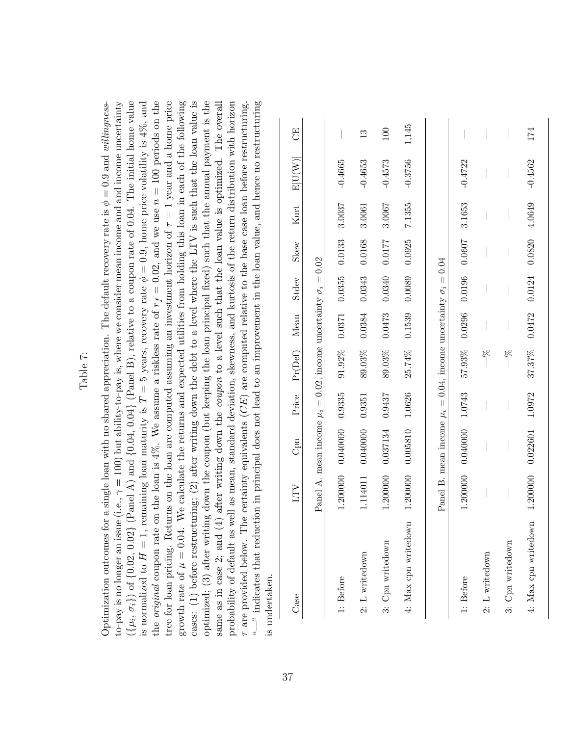# Table 7:

Optimization outcomes for a single loan with no shared appreciation. The default recovery rate is $\phi = 0.9$ and *willingness-to-pay* is no longer an issue (i.e., $\gamma = 100$) but ability-to-pay is, where we consider mean income and and income uncertainty ($\{\mu_i, \sigma_i\}$) of $\{0.02, 0.02\}$ (Panel A) and $\{0.04, 0.04\}$ (Panel B), relative to a coupon rate of 0.04. The initial home value is normalized to $H = 1$, remaining loan maturity is $T = 5$ years, recovery rate $\phi = 0.9$, home price volatility is 4%, and the *original* coupon rate on the loan is 4%. We assume a riskless rate of $r_f = 0.02$, and we use $n = 100$ periods on the tree for loan pricing. Returns on the loan are computed assuming an investment horizon of $\tau = 1$ year and a home price growth rate of $\mu = 0.04$. We calculate the returns and expected utilities from holding this loan in each of the following cases: (1) before restructuring; (2) after writing down the debt to a level where the LTV is such that the loan value is optimized; (3) after writing down the coupon (but keeping the loan principal fixed) such that the annual payment is the same as in case 2; and (4) after writing down the *coupon* to a level such that the loan value is optimized. The overall probability of default as well as mean, standard deviation, skewness, and kurtosis of the return distribution with horizon $\tau$ are provided below. The certainty equivalents ($CE$) are computed relative to the base case loan before restructuring. "—" indicates that reduction in principal does not lead to an improvement in the loan value, and hence no restructuring is undertaken.

| Case | LTV | Cpn | Price | Pr(Def) | Mean | Stdev | Skew | Kurt | E[U(W)] | CE |
|---|---|---|---|---|---|---|---|---|---|---|
| Panel A. mean income $\mu_i = 0.02$, income uncertainty $\sigma_i = 0.02$ | | | | | | | | | | |
| 1: Before | 1.200000 | 0.040000 | 0.9335 | 91.92% | 0.0371 | 0.0355 | 0.0133 | 3.0037 | -0.4665 | — |
| 2: L writedown | 1.114011 | 0.040000 | 0.9351 | 89.03% | 0.0384 | 0.0343 | 0.0168 | 3.0061 | -0.4653 | 13 |
| 3: Cpn writedown | 1.200000 | 0.037134 | 0.9437 | 89.03% | 0.0473 | 0.0340 | 0.0177 | 3.0067 | -0.4573 | 100 |
| 4: Max cpn writedown | 1.200000 | 0.005810 | 1.0626 | 25.74% | 0.1539 | 0.0089 | 0.0925 | 7.1355 | -0.3756 | 1,145 |
| Panel B. mean income $\mu_i = 0.04$, income uncertainty $\sigma_i = 0.04$ | | | | | | | | | | |
| 1: Before | 1.200000 | 0.040000 | 1.0743 | 57.93% | 0.0296 | 0.0196 | 0.0607 | 3.1653 | -0.4722 | — |
| 2: L writedown | — | — | — | —% | — | — | — | — | — | — |
| 3: Cpn writedown | — | — | — | —% | — | — | — | — | — | — |
| 4: Max cpn writedown | 1.200000 | 0.022601 | 1.0972 | 37.37% | 0.0472 | 0.0124 | 0.0820 | 4.0649 | -0.4562 | 174 |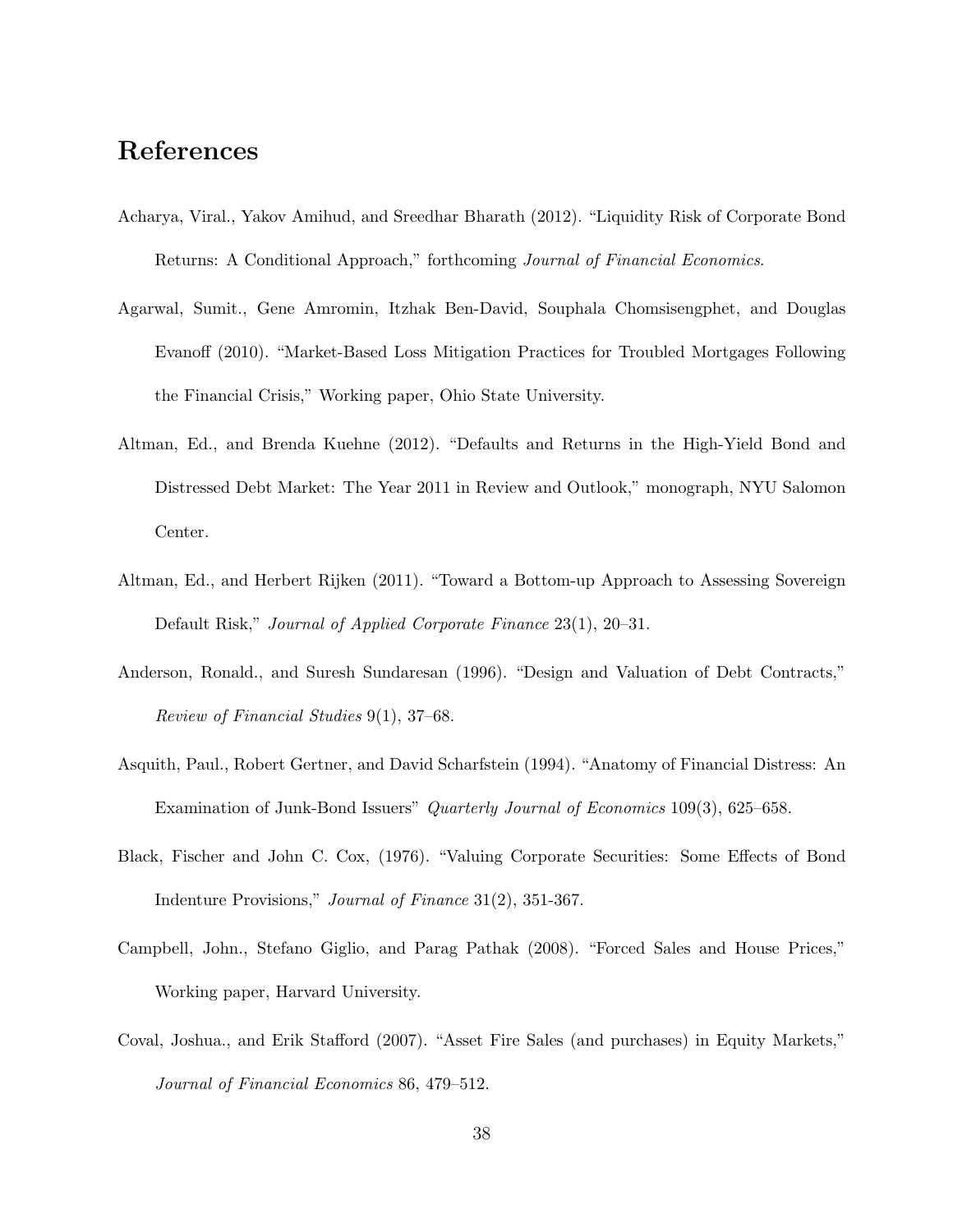# References

Acharya, Viral., Yakov Amihud, and Sreedhar Bharath (2012). "Liquidity Risk of Corporate Bond Returns: A Conditional Approach," forthcoming *Journal of Financial Economics*.

Agarwal, Sumit., Gene Amromin, Itzhak Ben-David, Souphala Chomsisengphet, and Douglas Evanoff (2010). "Market-Based Loss Mitigation Practices for Troubled Mortgages Following the Financial Crisis," Working paper, Ohio State University.

Altman, Ed., and Brenda Kuehne (2012). "Defaults and Returns in the High-Yield Bond and Distressed Debt Market: The Year 2011 in Review and Outlook," monograph, NYU Salomon Center.

Altman, Ed., and Herbert Rijken (2011). "Toward a Bottom-up Approach to Assessing Sovereign Default Risk," *Journal of Applied Corporate Finance* 23(1), 20–31.

Anderson, Ronald., and Suresh Sundaresan (1996). "Design and Valuation of Debt Contracts," *Review of Financial Studies* 9(1), 37–68.

Asquith, Paul., Robert Gertner, and David Scharfstein (1994). "Anatomy of Financial Distress: An Examination of Junk-Bond Issuers" *Quarterly Journal of Economics* 109(3), 625–658.

Black, Fischer and John C. Cox, (1976). "Valuing Corporate Securities: Some Effects of Bond Indenture Provisions," *Journal of Finance* 31(2), 351-367.

Campbell, John., Stefano Giglio, and Parag Pathak (2008). "Forced Sales and House Prices," Working paper, Harvard University.

Coval, Joshua., and Erik Stafford (2007). "Asset Fire Sales (and purchases) in Equity Markets," *Journal of Financial Economics* 86, 479–512.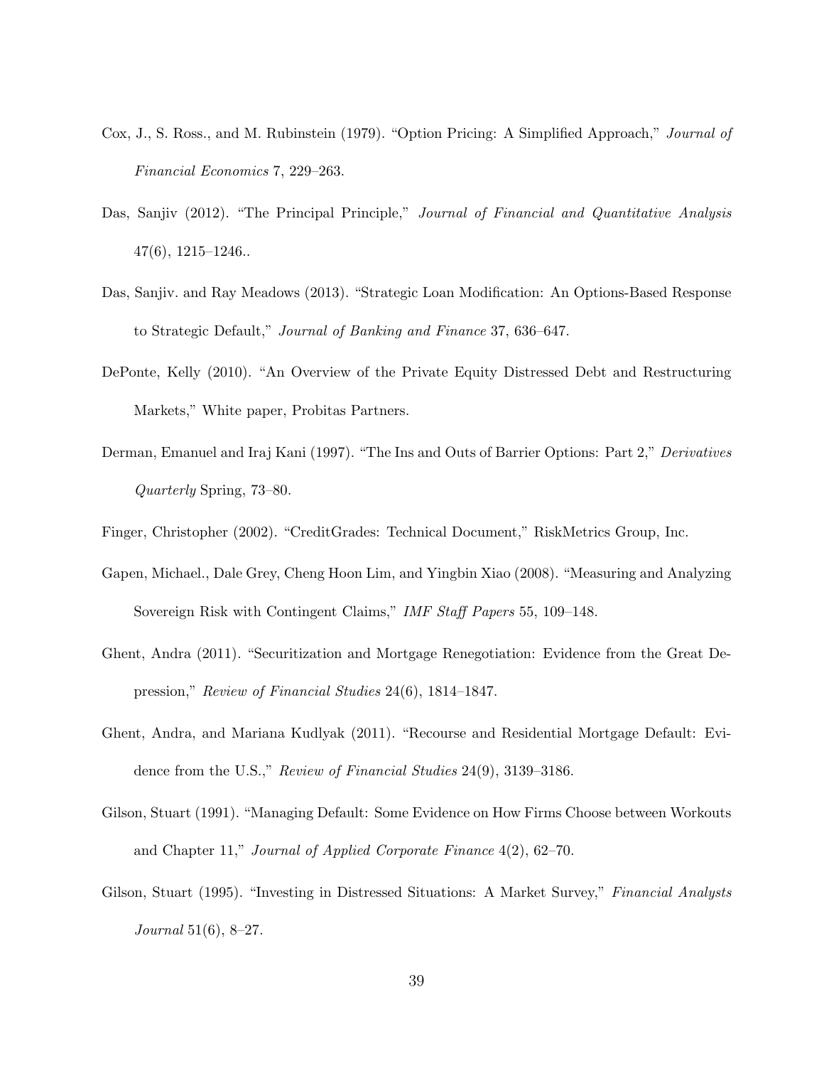Cox, J., S. Ross., and M. Rubinstein (1979). "Option Pricing: A Simplified Approach," *Journal of Financial Economics* 7, 229–263.

Das, Sanjiv (2012). "The Principal Principle," *Journal of Financial and Quantitative Analysis* 47(6), 1215–1246..

Das, Sanjiv. and Ray Meadows (2013). "Strategic Loan Modification: An Options-Based Response to Strategic Default," *Journal of Banking and Finance* 37, 636–647.

DePonte, Kelly (2010). "An Overview of the Private Equity Distressed Debt and Restructuring Markets," White paper, Probitas Partners.

Derman, Emanuel and Iraj Kani (1997). "The Ins and Outs of Barrier Options: Part 2," *Derivatives Quarterly* Spring, 73–80.

Finger, Christopher (2002). "CreditGrades: Technical Document," RiskMetrics Group, Inc.

Gapen, Michael., Dale Grey, Cheng Hoon Lim, and Yingbin Xiao (2008). "Measuring and Analyzing Sovereign Risk with Contingent Claims," *IMF Staff Papers* 55, 109–148.

Ghent, Andra (2011). "Securitization and Mortgage Renegotiation: Evidence from the Great Depression," *Review of Financial Studies* 24(6), 1814–1847.

Ghent, Andra, and Mariana Kudlyak (2011). "Recourse and Residential Mortgage Default: Evidence from the U.S.," *Review of Financial Studies* 24(9), 3139–3186.

Gilson, Stuart (1991). "Managing Default: Some Evidence on How Firms Choose between Workouts and Chapter 11," *Journal of Applied Corporate Finance* 4(2), 62–70.

Gilson, Stuart (1995). "Investing in Distressed Situations: A Market Survey," *Financial Analysts Journal* 51(6), 8–27.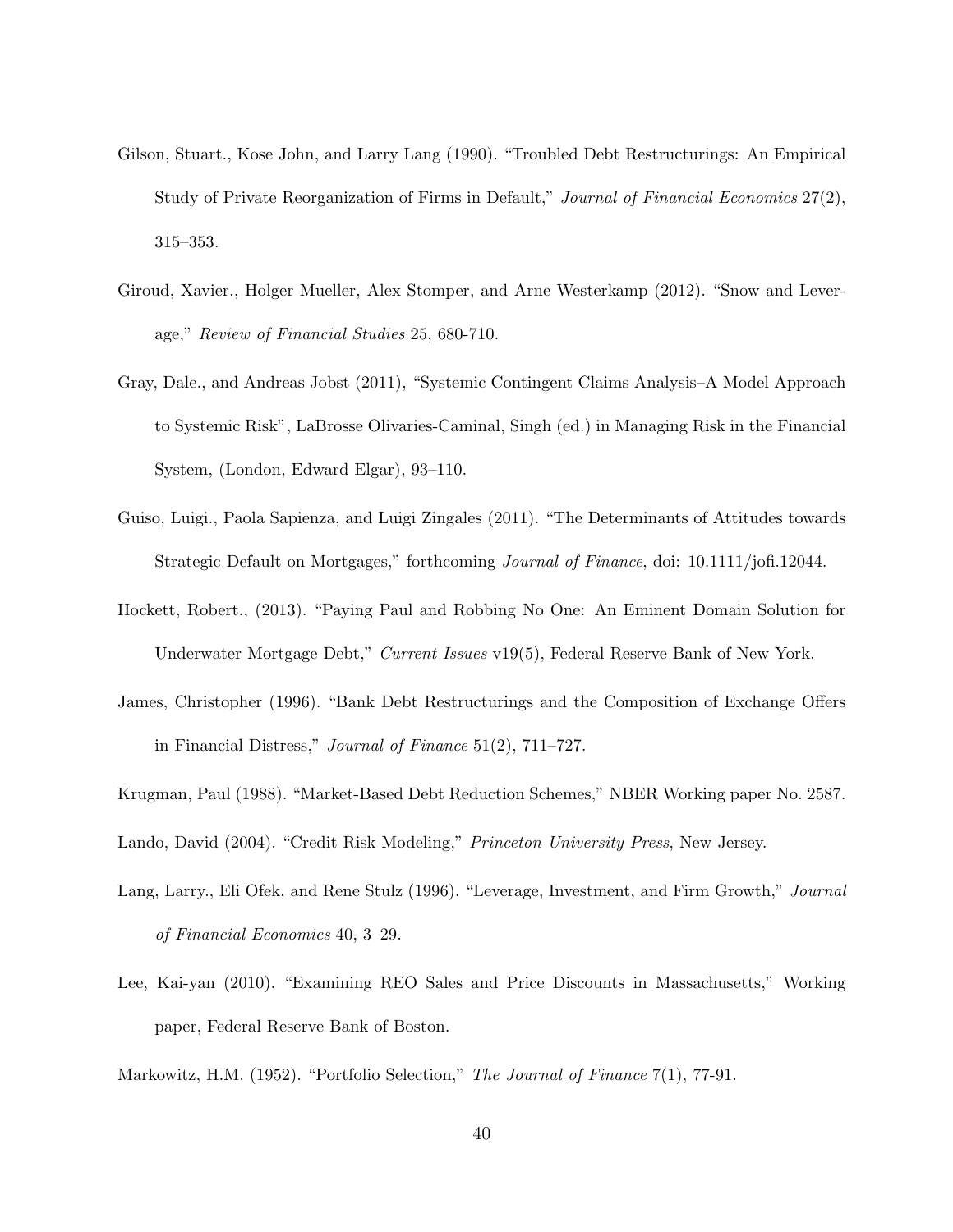Gilson, Stuart., Kose John, and Larry Lang (1990). "Troubled Debt Restructurings: An Empirical Study of Private Reorganization of Firms in Default," *Journal of Financial Economics* 27(2), 315–353.

Giroud, Xavier., Holger Mueller, Alex Stomper, and Arne Westerkamp (2012). "Snow and Leverage," *Review of Financial Studies* 25, 680-710.

Gray, Dale., and Andreas Jobst (2011), "Systemic Contingent Claims Analysis–A Model Approach to Systemic Risk", LaBrosse Olivaries-Caminal, Singh (ed.) in Managing Risk in the Financial System, (London, Edward Elgar), 93–110.

Guiso, Luigi., Paola Sapienza, and Luigi Zingales (2011). "The Determinants of Attitudes towards Strategic Default on Mortgages," forthcoming *Journal of Finance*, doi: 10.1111/jofi.12044.

Hockett, Robert., (2013). "Paying Paul and Robbing No One: An Eminent Domain Solution for Underwater Mortgage Debt," *Current Issues* v19(5), Federal Reserve Bank of New York.

James, Christopher (1996). "Bank Debt Restructurings and the Composition of Exchange Offers in Financial Distress," *Journal of Finance* 51(2), 711–727.

Krugman, Paul (1988). "Market-Based Debt Reduction Schemes," NBER Working paper No. 2587.

Lando, David (2004). "Credit Risk Modeling," *Princeton University Press*, New Jersey.

Lang, Larry., Eli Ofek, and Rene Stulz (1996). "Leverage, Investment, and Firm Growth," *Journal of Financial Economics* 40, 3–29.

Lee, Kai-yan (2010). "Examining REO Sales and Price Discounts in Massachusetts," Working paper, Federal Reserve Bank of Boston.

Markowitz, H.M. (1952). "Portfolio Selection," *The Journal of Finance* 7(1), 77-91.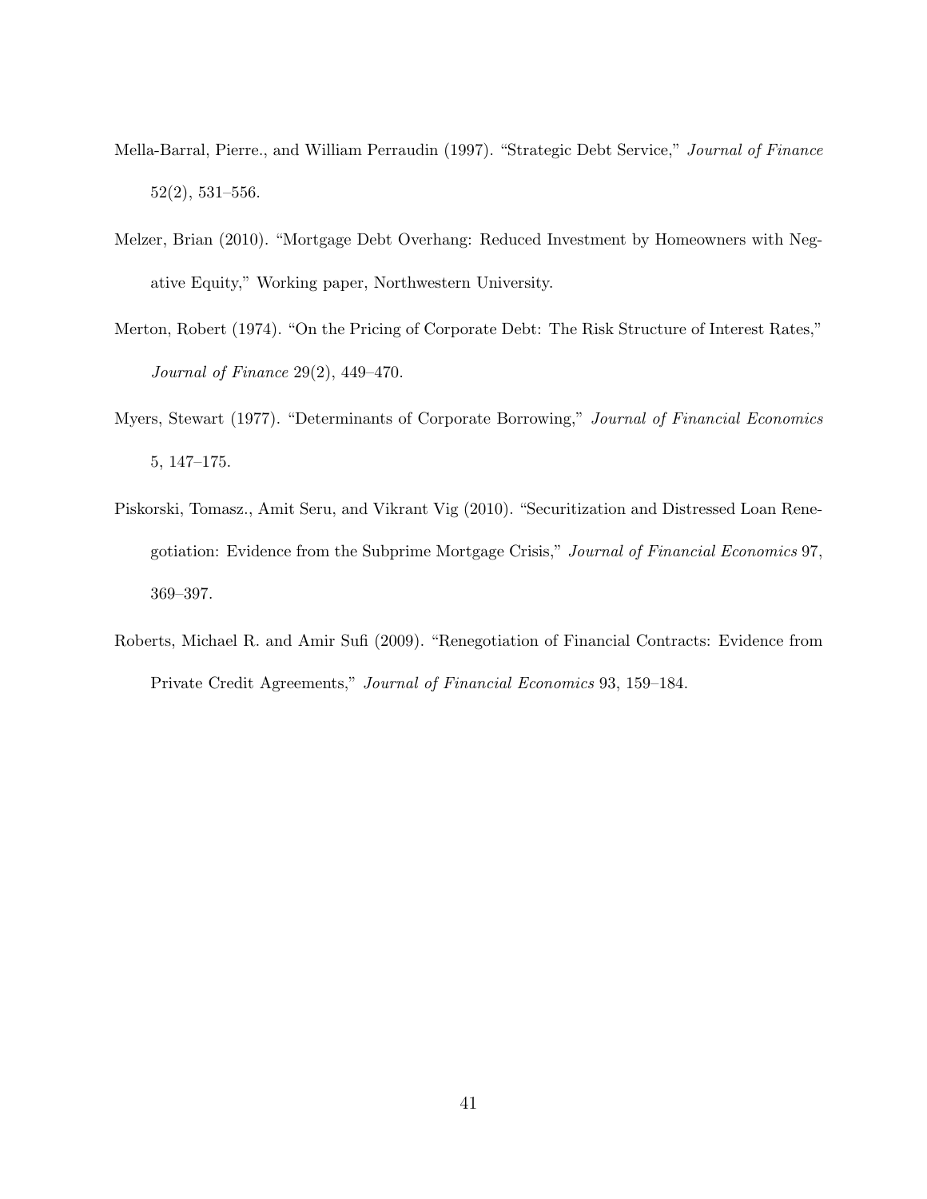Mella-Barral, Pierre., and William Perraudin (1997). "Strategic Debt Service," *Journal of Finance* 52(2), 531–556.

Melzer, Brian (2010). "Mortgage Debt Overhang: Reduced Investment by Homeowners with Negative Equity," Working paper, Northwestern University.

Merton, Robert (1974). "On the Pricing of Corporate Debt: The Risk Structure of Interest Rates," *Journal of Finance* 29(2), 449–470.

Myers, Stewart (1977). "Determinants of Corporate Borrowing," *Journal of Financial Economics* 5, 147–175.

Piskorski, Tomasz., Amit Seru, and Vikrant Vig (2010). "Securitization and Distressed Loan Renegotiation: Evidence from the Subprime Mortgage Crisis," *Journal of Financial Economics* 97, 369–397.

Roberts, Michael R. and Amir Sufi (2009). "Renegotiation of Financial Contracts: Evidence from Private Credit Agreements," *Journal of Financial Economics* 93, 159–184.